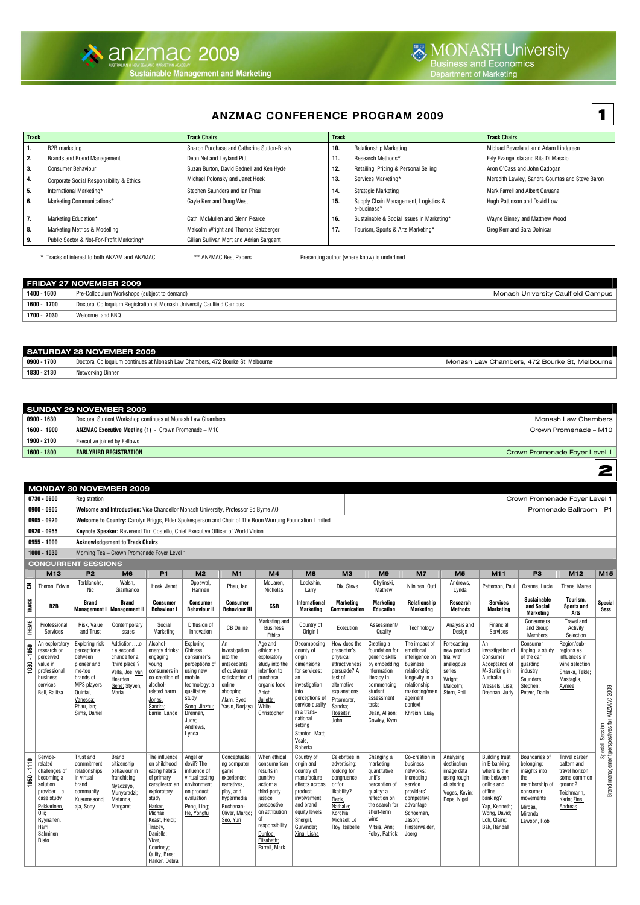anzmac 2009
AUSTRALIAN & NEW ZEALAND MARKETING ACADEMY
Sustainable Management and Marketing

MONASH University
Business and Economics
Department of Marketing

# ANZMAC CONFERENCE PROGRAM 2009

**1**

| Track | | Track Chairs | Track | | Track Chairs |
|---|---|---|---|---|---|
| 1. | B2B marketing | Sharon Purchase and Catherine Sutton-Brady | 10. | Relationship Marketing | Michael Beverland amd Adam Lindgreen |
| 2. | Brands and Brand Management | Deon Nel and Leyland Pitt | 11. | Research Methods* | Fely Evangelista and Rita Di Mascio |
| 3. | Consumer Behaviour | Suzan Burton, David Bednell and Ken Hyde | 12. | Retailing, Pricing & Personal Selling | Aron O'Cass and John Cadogan |
| 4. | Corporate Social Responsibility & Ethics | Michael Polonsky and Janet Hoek | 13. | Services Marketing* | Meredith Lawley, Sandra Gountas and Steve Baron |
| 5. | International Marketing* | Stephen Saunders and Ian Phau | 14. | Strategic Marketing | Mark Farrell and Albert Caruana |
| 6. | Marketing Communications* | Gayle Kerr and Doug West | 15. | Supply Chain Management, Logistics & e-business* | Hugh Pattinson and David Low |
| 7. | Marketing Education* | Cathi McMullen and Glenn Pearce | 16. | Sustainable & Social Issues in Marketing* | Wayne Binney and Matthew Wood |
| 8. | Marketing Metrics & Modelling | Malcolm Wright and Thomas Salzberger | 17. | Tourism, Sports & Arts Marketing* | Greg Kerr and Sara Dolnicar |
| 9. | Public Sector & Not-For-Profit Marketing* | Gillian Sullivan Mort and Adrian Sargeant | | | |

\* Tracks of interest to both ANZAM and ANZMAC     ** ANZMAC Best Papers     Presenting author (where know) is underlined

## FRIDAY 27 NOVEMBER 2009

| Time | Event | Location |
|---|---|---|
| 1400 - 1600 | Pre-Colloquium Workshops (subject to demand) | Monash University Caulfield Campus |
| 1600 - 1700 | Doctoral Colloquium Registration at Monash University Caulfield Campus | |
| 1700 - 2030 | Welcome and BBQ | |

## SATURDAY 28 NOVEMBER 2009

| Time | Event | Location |
|---|---|---|
| 0900 - 1700 | Doctoral Colloquium continues at Monash Law Chambers, 472 Bourke St, Melbourne | Monash Law Chambers, 472 Bourke St, Melbourne |
| 1830 - 2130 | Networking Dinner | |

## SUNDAY 29 NOVEMBER 2009

| Time | Event | Location |
|---|---|---|
| 0900 - 1630 | Doctoral Student Workshop continues at Monash Law Chambers | Monash Law Chambers |
| 1600 - 1900 | **ANZMAC Executive Meeting (1)** - Crown Promenade – M10 | Crown Promenade – M10 |
| 1900 - 2100 | Executive joined by Fellows | |
| 1600 - 1800 | **EARLYBIRD REGISTRATION** | Crown Promenade Foyer Level 1 |

**2**

## MONDAY 30 NOVEMBER 2009

| Time | Event | Location |
|---|---|---|
| 0730 - 0900 | Registration | Crown Promenade Foyer Level 1 |
| 0900 - 0905 | **Welcome and Introduction:** Vice Chancellor Monash University, Professor Ed Byrne AO | Promenade Ballroom – P1 |
| 0905 - 0920 | **Welcome to Country:** Carolyn Briggs, Elder Spokesperson and Chair of The Boon Wurrung Foundation Limited | |
| 0920 - 0955 | **Keynote Speaker:** Reverend Tim Costello, Chief Executive Officer of World Vision | |
| 0955 - 1000 | **Acknowledgement to Track Chairs** | |
| 1000 - 1030 | Morning Tea – Crown Promenade Foyer Level 1 | |

### CONCURRENT SESSIONS

| | M13 | P2 | M6 | P1 | M2 | M1 | M4 | M8 | M3 | M9 | M7 | M5 | M11 | P3 | M12 | M15 |
|---|---|---|---|---|---|---|---|---|---|---|---|---|---|---|---|---|
| CH | Theron, Edwin | Terblanche, Nic | Walsh, Gianfranco | Hoek, Janet | Oppewal, Harmen | Phau, Ian | McLaren, Nicholas | Lockshin, Larry | Dix, Steve | Chylinski, Mathew | Niininen, Outi | Andrews, Lynda | Patterson, Paul | Ozanne, Lucie | Thyne, Maree | |
| TRACK | **B2B** | **Brand Management I** | **Brand Management II** | **Consumer Behaviour I** | **Consumer Behaviour II** | **Consumer Behaviour III** | **CSR** | **International Marketing** | **Marketing Communication** | **Marketing Education** | **Relationship Marketing** | **Research Methods** | **Services Marketing** | **Sustainable and Social Marketing** | **Tourism, Sports and Arts** | **Special Sess** |
| THEME | Professional Services | Risk, Value and Trust | Contemporary Issues | Social Marketing | Diffusion of Innovation | CB Online | Marketing and Business Ethics | Country of Origin I | Execution | Assessment/ Quality | Technology | Analysis and Design | Financial Services | Consumers and Group Members | Travel and Activity Selection | Special Session Brand management perspectives for ANZMAC 2009 |
| 1030 - 1050 | An exploratory research on perceived value in professional business services Bell, Ralitza | Exploring risk perceptions between pioneer and me-too brands of MP3 players Quintal, Vanessa; Phau, Ian; Sims, Daniel | Addiction…..o r a second chance for a 'third place'? Vella, Joe; van Heerden, Gene; Styven, Maria | Alcohol-energy drinks: engaging young consumers in co-creation of alcohol-related harm Jones, Sandra; Barrie, Lance | Exploring Chinese consumer's perceptions of using new mobile technology: a qualitative study Song, Jinzhu; Drennan, Judy; Andrews, Lynda | An investigation into the antecedents of customer satisfaction of online shopping Alam, Syed; Yasin, Norjaya | Age and ethics: an exploratory study into the intention to purchase organic food Anich, Juliette; White, Christopher | Decomposing county of origin dimensions for services: an investigation into perceptions of service quality in a trans-national setting Stanton, Matt; Veale, Roberta | How does the presenter's physical attractiveness persuade? A test of alternative explanations Praxmarer, Sandra; Rossiter, John | Creating a foundation for generic skills by embedding information literacy in commencing student assessment tasks Dean, Alison; Cowley, Kym | The impact of emotional intelligence on business relationship longevity in a relationship marketing/man agement context Khreish, Luay | Forecasting new product trial with analogous series Wright, Malcolm; Stern, Phil | An Investigation of Consumer Acceptance of M-Banking in Australia Wessels, Lisa; Drennan, Judy | Consumer tipping: a study of the car guarding industry Saunders, Stephen; Petzer, Danie | Region/sub-regions as influences in wine selection Shanka, Tekle; Mastaglia, Aymee | |
| 1050 - 1110 | Service-related challenges of becoming a solution provider – a case study Pekkarinen, Olli; Ryynänen, Harri; Salminen, Risto | Trust and commitment relationships in virtual brand community Kusumasondj aja, Sony | Brand citizenship behaviour in franchising Nyadzayo, Munyaradzi; Matanda, Margaret | The influence on childhood eating habits of primary caregivers: an exploratory study Harker, Michael; Keast, Heidi; Tracey, Danielle; Vizer, Courtney; Quilty, Bree; Harker, Debra | Angel or devil? The influence of virtual testing environment on product evaluation Peng, Ling; He, Yongfu | Conceptualisi ng computer game experience: narratives, play, and hypermedia Buchanan-Oliver, Margo; Seo, Yuri | When ethical consumerism results in punitive action: a third-party justice perspective on attribution of responsibility Dunlop, Elizabeth; Farrell, Mark | Country of origin and country of manufacture effects across product involvement and brand equity levels Shergill, Gurvinder; Xing, Lisha | Celebrities in advertising: looking for congruence or for likability? Fleck, Nathalie; Korchia, Michael; Le Roy, Isabelle | Changing a marketing quantitative unit's perception of quality: a reflection on the search for short-term wins Mitsis, Ann; Foley, Patrick | Co-creation in business networks: increasing service providers' competitive advantage Schoeman, Jason; Finsterwalder, Joerg | Analysing destination image data using rough clustering Voges, Kevin; Pope, Nigel | Building trust in E-banking: where is the line between online and offline banking? Yap, Kenneth; Wong, David; Loh, Claire; Bak, Randall | Boundaries of belonging: insights into the membership of consumer movements Mirosa, Miranda; Lawson, Rob | Travel career pattern and travel horizon: some common ground? Teichmann, Karin; Zins, Andreas | |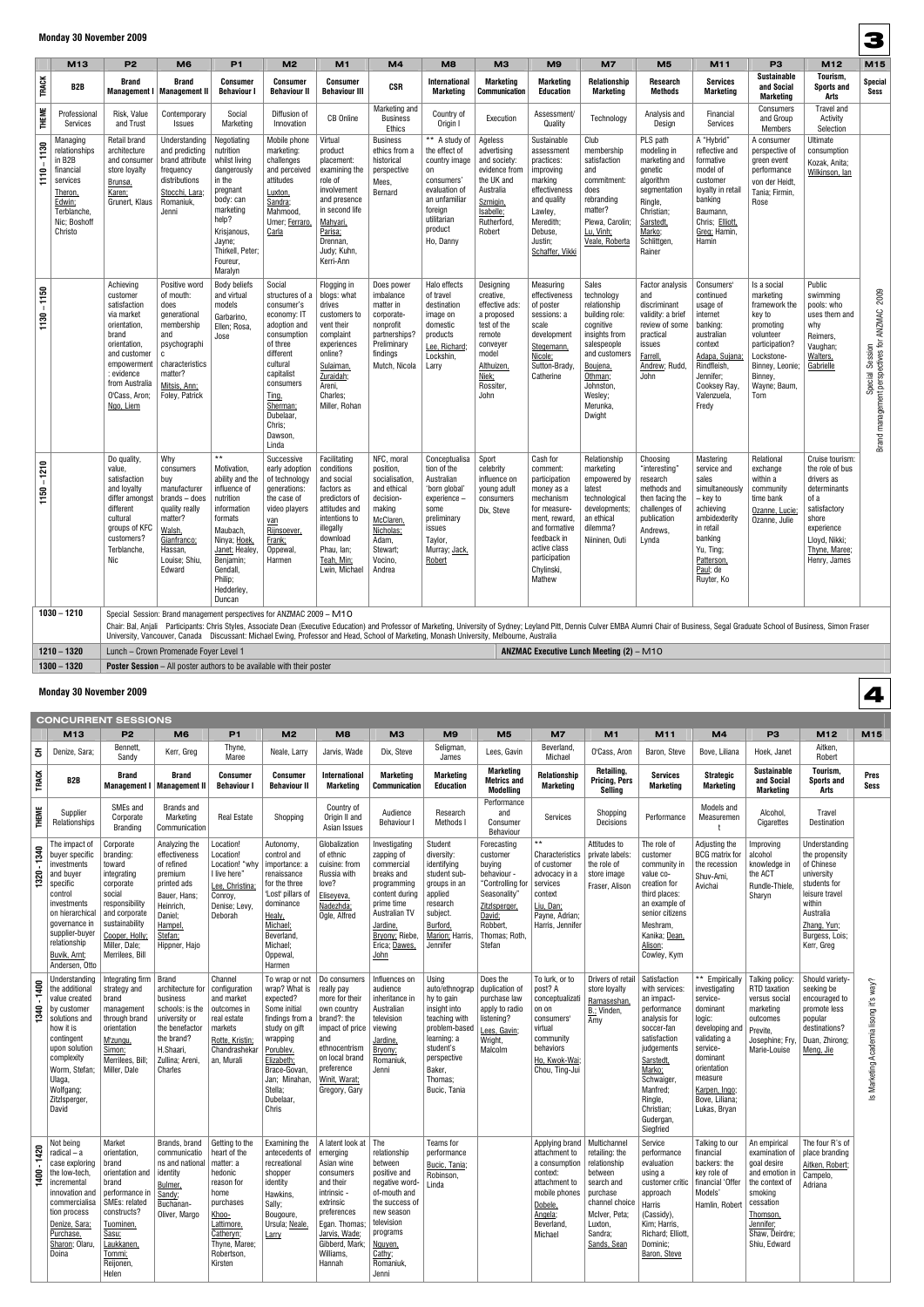## Monday 30 November 2009

| | M13 | P2 | M6 | P1 | M2 | M1 | M4 | M8 | M3 | M9 | M7 | M5 | M11 | P3 | M12 | M15 |
|---|---|---|---|---|---|---|---|---|---|---|---|---|---|---|---|---|
| TRACK | B2B | Brand Management I | Brand Management II | Consumer Behaviour I | Consumer Behaviour II | Consumer Behaviour III | CSR | International Marketing | Marketing Communication | Marketing Education | Relationship Marketing | Research Methods | Services Marketing | Sustainable and Social Marketing | Tourism, Sports and Arts | Special Sess |
| THEME | Professional Services | Risk, Value and Trust | Contemporary Issues | Social Marketing | Diffusion of Innovation | CB Online | Marketing and Business Ethics | Country of Origin I | Execution | Assessment/ Quality | Technology | Analysis and Design | Financial Services | Consumers and Group Members | Travel and Activity Selection | |
| 1110 – 1130 | Managing relationships in B2B financial services Theron, Edwin; Terblanche, Nic; Boshoff Christo | Retail brand architecture and consumer store loyalty Brunsø, Karen; Grunert, Klaus | Understanding and predicting brand attribute frequency distributions Stocchi, Lara; Romaniuk, Jenni | Negotiating nutrition whilst living dangerously in the pregnant body: can marketing help? Krisjanous, Jayne; Thirkell, Peter; Foureur, Maralyn | Mobile phone marketing: challenges and perceived attitudes Luxton, Sandra; Mahmood, Umer; Ferraro, Carla | Virtual product placement: examining the role of involvement and presence in second life Mahyari, Parisa; Drennan, Judy; Kuhn, Kerri-Ann | Business ethics from a historical perspective Mees, Bernard | ** A study of the effect of country image on consumers' evaluation of an unfamiliar foreign utilitarian product Ho, Danny | Ageless advertising and society: evidence from the UK and Australia Szmigin, Isabelle; Rutherford, Robert | Sustainable assessment practices: improving marking effectiveness and quality Lawley, Meredith; Debuse, Justin; Schaffer, Vikki | Club membership satisfaction and commitment: does rebranding matter? Plewa, Carolin; Lu, Vinh; Veale, Roberta | PLS path modeling in marketing and genetic algorithm segmentation Ringle, Christian; Sarstedt, Marko; Schlittgen, Rainer | A "Hybrid" reflective and formative model of customer loyalty in retail banking Baumann, Chris; Elliott, Greg; Hamin, Hamin | A consumer perspective of green event performance von der Heidt, Tania; Firmin, Rose | Ultimate consumption Kozak, Anita; Wilkinson, Ian | Brand management perspectives for ANZMAC 2009 Special Session |
| 1130 – 1150 | | Achieving customer satisfaction via market orientation, brand orientation, and customer empowerment : evidence from Australia O'Cass, Aron; Ngo, Liem | Positive word of mouth: does generational membership and psychographic characteristics matter? Mitsis, Ann; Foley, Patrick | Body beliefs and virtual models Garbarino, Ellen; Rosa, Jose | Social structures of a consumer's economy: IT adoption and consumption of three different cultural capitalist consumers Ting, Sherman; Dubelaar, Chris; Dawson, Linda | Flogging in blogs: what drives customers to vent their complaint experiences online? Sulaiman, Zuraidah; Areni, Charles; Miller, Rohan | Does power imbalance matter in corporate-nonprofit partnerships? Preliminary findings Mutch, Nicola | Halo effects of travel destination image on domestic products Lee, Richard; Lockshin, Larry | Designing creative, effective ads: a proposed test of the remote conveyer model Althuizen, Niek; Rossiter, John | Measuring effectiveness of poster sessions: a scale development Stegemann, Nicole; Sutton-Brady, Catherine | Sales technology relationship building role: cognitive insights from salespeople and customers Boujena, Othman; Johnston, Wesley; Merunka, Dwight | Factor analysis and discriminant validity: a brief review of some practical issues Farrell, Andrew; Rudd, John | Consumers' continued usage of internet banking: australian context Adapa, Sujana; Rindfleish, Jennifer; Cooksey Ray, Valenzuela, Fredy | Is a social marketing framework the key to promoting volunteer participation? Lockstone-Binney, Leonie; Binney, Wayne; Baum, Tom | Public swimming pools: who uses them and why Reimers, Vaughan; Walters, Gabrielle | |
| 1150 – 1210 | | Do quality, value, satisfaction and loyalty differ amongst different cultural groups of KFC customers? Terblanche, Nic | Why consumers buy manufacturer brands – does quality really matter? Walsh, Gianfranco; Hassan, Louise; Shiu, Edward | ** Motivation, ability and the influence of nutrition information formats Maubach, Ninya; Hoek, Janet; Healey, Benjamin; Gendall, Philip; Hedderley, Duncan | Successive early adoption of technology generations: the case of video players van Rijnsoever, Frank; Oppewal, Harmen | Facilitating conditions and social factors as predictors of attitudes and intentions to illegally download Phau, Ian; Teah, Min; Lwin, Michael | NFC, moral position, socialisation, and ethical decision-making McClaren, Nicholas; Adam, Stewart; Vocino, Andrea | Conceptualisation of the Australian 'born global' experience – some preliminary issues Taylor, Murray; Jack, Robert | Sport celebrity influence on young adult consumers Dix, Steve | Cash for comment: participation money as a mechanism for measurement, reward, and formative feedback in active class participation Chylinski, Mathew | Relationship marketing empowered by latest technological developments; an ethical dilemma? Niininen, Outi | Choosing "interesting" research methods and then facing the challenges of publication Andrews, Lynda | Mastering service and sales simultaneously – key to achieving ambidexterity in retail banking Yu, Ting; Patterson, Paul; de Ruyter, Ko | Relational exchange within a community time bank Ozanne, Lucie; Ozanne, Julie | Cruise tourism: the role of bus drivers as determinants of a satisfactory shore experience Lloyd, Nikki; Thyne, Maree; Henry, James | |
| 1030 – 1210 | Special Session: Brand management perspectives for ANZMAC 2009 – M10 Chair: Bal, Anjali Participants: Chris Styles, Associate Dean (Executive Education) and Professor of Marketing, University of Sydney; Leyland Pitt, Dennis Culver EMBA Alumni Chair of Business, Segal Graduate School of Business, Simon Fraser University, Vancouver, Canada Discussant: Michael Ewing, Professor and Head, School of Marketing, Monash University, Melbourne, Australia | | | | | | | | | | | | | | | |
| 1210 – 1320 | Lunch – Crown Promenade Foyer Level 1 | | | | | | | | | | ANZMAC Executive Lunch Meeting (2) – M10 | | | | | |
| 1300 – 1320 | Poster Session – All poster authors to be available with their poster | | | | | | | | | | | | | | | |

## Monday 30 November 2009

### CONCURRENT SESSIONS

| | M13 | P2 | M6 | P1 | M2 | M8 | M3 | M9 | M5 | M7 | M1 | M11 | M4 | P3 | M12 | M15 |
|---|---|---|---|---|---|---|---|---|---|---|---|---|---|---|---|---|
| CH | Denize, Sara; | Bennett, Sandy | Kerr, Greg | Thyne, Maree | Neale, Larry | Jarvis, Wade | Dix, Steve | Seligman, James | Lees, Gavin | Beverland, Michael | O'Cass, Aron | Baron, Steve | Bove, Liliana | Hoek, Janet | Aitken, Robert | |
| TRACK | B2B | Brand Management I | Brand Management II | Consumer Behaviour I | Consumer Behaviour II | International Marketing | Marketing Communication | Marketing Education | Marketing Metrics and Modelling | Relationship Marketing | Retailing, Pricing, Pers Selling | Services Marketing | Strategic Marketing | Sustainable and Social Marketing | Tourism, Sports and Arts | Pres Sess |
| THEME | Supplier Relationships | SMEs and Corporate Branding | Brands and Marketing Communication | Real Estate | Shopping | Country of Origin II and Asian Issues | Audience Behaviour I | Research Methods I | Performance and Consumer Behaviour | Services | Shopping Decisions | Performance | Models and Measurement | Alcohol, Cigarettes | Travel Destination | |
| 1320 - 1340 | The impact of buyer specific investments and buyer specific control investments on hierarchical governance in supplier-buyer relationship Buvik, Arnt; Andersen, Otto | Corporate branding: toward integrating corporate social responsibility and corporate sustainability Cooper, Holly; Miller, Dale; Merrilees, Bill | Analyzing the effectiveness of refined premium printed ads Bauer, Hans; Heinrich, Daniel; Hampel, Stefan; Hippner, Hajo | Location! Location! Location! "why I live here" Lee, Christina; Conroy, Denise; Levy, Deborah | Autonomy, control and importance: a renaissance for the three 'Lost' pillars of dominance Healy, Michael; Beverland, Michael; Oppewal, Harmen | Globalization of ethnic cuisine: from Russia with love? Eliseyeva, Nadezhda; Ogle, Alfred | Investigating zapping of commercial breaks and programming content during prime time Australian TV Jardine, Bryony; Riebe, Erica; Dawes, John | Student diversity: identifying student sub-groups in an applied research subject. Burford, Marion; Harris, Jennifer | Forecasting customer buying behaviour - "Controlling for Seasonality" Zitzlsperger, David; Robbert, Thomas; Roth, Stefan | ** Characteristics of customer advocacy in a services context Liu, Dan; Payne, Adrian; Harris, Jennifer | Attitudes to private labels: the role of store image Fraser, Alison | The role of customer community in value co-creation for third places: an example of senior citizens Meshram, Kanika; Dean, Alison; Cowley, Kym | Adjusting the BCG matrix for the recession Shuv-Ami, Avichai | Improving alcohol knowledge in the ACT Rundle-Thiele, Sharyn | Understanding the propensity of Chinese university students for leisure travel within Australia Zhang, Yun; Burgess, Lois; Kerr, Greg | Is Marketing Academia losing it's way? |
| 1340 - 1400 | Understanding the additional value created by customer solutions and how it is contingent upon solution complexity Worm, Stefan; Ulaga, Wolfgang; Zitzlsperger, David | Integrating firm strategy and brand management through brand orientation M'zungu, Simon; Merrilees, Bill; Miller, Dale | Brand architecture for business schools: is the university or the benefactor the brand? H.Shaari, Zullina; Areni, Charles | Channel configuration and market outcomes in real estate markets Rotte, Kristin; Chandrashekar, Murali | To wrap or not wrap? What is expected? Some initial findings from a study on gift wrapping Porublev, Elizabeth; Brace-Govan, Jan; Minahan, Stella; Dubelaar, Chris | Do consumers really pay more for their own country brand?: the impact of price and ethnocentrism on local brand preference Winit, Warat; Gregory, Gary | Influences on audience inheritance in Australian television viewing Jardine, Bryony; Romaniuk, Jenni | Using auto/ethnography to gain insight into teaching with problem-based learning: a student's perspective Baker, Thomas; Bucic, Tania | Does the duplication of purchase law apply to radio listening? Lees, Gavin; Wright, Malcolm | To lurk, or to post? A conceptualization on consumers' virtual community behaviors Ho, Kwok-Wai; Chou, Ting-Jui | Drivers of retail store loyalty Ramaseshan, B.; Vinden, Amy | Satisfaction with services: an impact-performance analysis for soccer-fan satisfaction judgements Sarstedt, Marko; Schwaiger, Manfred; Ringle, Christian; Gudergan, Siegfried | ** Empirically investigating service-dominant logic: developing and validating a service-dominant orientation measure Karpen, Ingo; Bove, Liliana; Lukas, Bryan | Talking policy: RTD taxation versus social marketing outcomes Previte, Josephine; Fry, Marie-Louise | Should variety-seeking be encouraged to promote less popular destinations? Duan, Zhirong; Meng, Jie | |
| 1400 - 1420 | Not being radical – a case exploring the low-tech, incremental innovation and commercialisation process Denize, Sara; Purchase, Sharon; Olaru, Doina | Market orientation, brand orientation and brand performance in SMEs: related constructs? Tuominen, Sasu; Laukkanen, Tommi; Reijonen, Helen | Brands, brand communications and national identity Bulmer, Sandy; Buchanan-Oliver, Margo | Getting to the heart of the matter: a hedonic reason for home purchases Khoo-Lattimore, Catheryn; Thyne, Maree; Robertson, Kirsten | Examining the antecedents of recreational shopper identity Hawkins, Sally; Bougoure, Ursula; Neale, Larry | A latent look at emerging Asian wine consumers and their intrinsic - extrinsic preferences Egan. Thomas; Jarvis, Wade; Gibberd, Mark; Williams, Hannah | The relationship between positive and negative word-of-mouth and the success of new season television programs Nguyen, Cathy; Romaniuk, Jenni | Teams for performance Bucic, Tania; Robinson, Linda | | Applying brand attachment to a consumption context: attachment to mobile phones Dobele, Angela; Beverland, Michael | Multichannel retailing: the relationship between search and purchase channel choice McIver, Peta; Luxton, Sandra; Sands, Sean | Service performance evaluation using a customer critic approach Harris (Cassidy), Kim; Harris, Richard; Elliott, Dominic; Baron, Steve | Talking to our financial backers: the key role of financial 'Offer Models' Hamlin, Robert | An empirical examination of goal desire and emotion in the context of smoking cessation Thomson, Jennifer; Shaw, Deirdre; Shiu, Edward | The four R's of place branding Aitken, Robert; Campelo, Adriana | |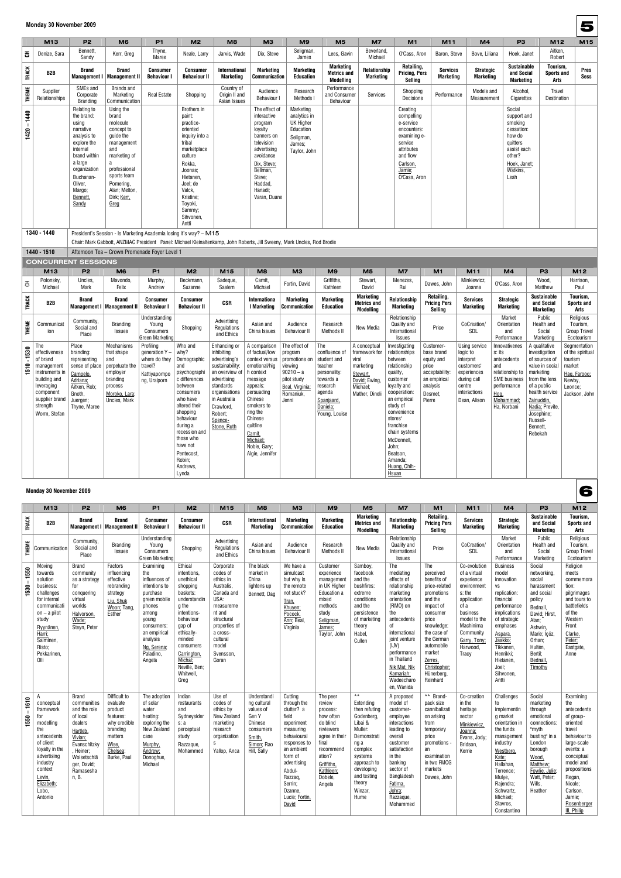## Monday 30 November 2009

| | M13 | P2 | M6 | P1 | M2 | M8 | M3 | M9 | M5 | M7 | M1 | M11 | M4 | P3 | M12 | M15 |
|---|---|---|---|---|---|---|---|---|---|---|---|---|---|---|---|---|
| CH | Denize, Sara | Bennett, Sandy | Kerr, Greg | Thyne, Maree | Neale, Larry | Jarvis, Wade | Dix, Steve | Seligman, James | Lees, Gavin | Beverland, Michael | O'Cass, Aron | Baron, Steve | Bove, Liliana | Hoek, Janet | Aitken, Robert | |
| TRACK | B2B | Brand Management I | Brand Management II | Consumer Behaviour I | Consumer Behaviour II | International Marketing | Marketing Communication | Marketing Education | Marketing Metrics and Modelling | Relationship Marketing | Retailing, Pricing, Pers Selling | Services Marketing | Strategic Marketing | Sustainable and Social Marketing | Tourism, Sports and Arts | Pres Sess |
| THEME | Supplier Relationships | SMEs and Corporate Branding | Brands and Marketing Communication | Real Estate | Shopping | Country of Origin II and Asian Issues | Audience Behaviour I | Research Methods I | Performance and Consumer Behaviour | Services | Shopping Decisions | Performance | Models and Measurement | Alcohol, Cigarettes | Travel Destination | |
| 1420 – 1440 | | Relating to the brand: using narrative analysis to explore the internal brand within a large organization Buchanan-Oliver, Margo; Bennett, Sandy | Using the brand molecule concept to guide the management and marketing of a professional sports team Pomering, Alan; Melton, Dirk; Kerr, Greg | | Brothers in paint: practice-oriented inquiry into a tribal marketplace culture Rokka, Joonas; Hietanen, Joel; de Valck, Kristine; Toyoki, Sammy; Sihvonen, Antti | | The effect of interactive program loyalty banners on television advertising avoidance Dix, Steve; Bellman, Steve; Haddad, Hanadi; Varan, Duane | Marketing analytics in UK Higher Education Seligman, James; Taylor, John | | | Creating compelling e-service encounters: examining e-service attributes and flow Carlson, Jamie; O'Cass, Aron | | | Social support and smoking cessation: how do quitters assist each other? Hoek, Janet; Watkins, Leah | | |

**1340 - 1440** President's Session - Is Marketing Academia losing it's way? – M15

Chair: Mark Gabbott, ANZMAC President Panel: Michael Kleinaltenkamp, John Roberts, Jill Sweeny, Mark Uncles, Rod Brodie

**1440 - 1510** Afternoon Tea – Crown Promenade Foyer Level 1

### CONCURRENT SESSIONS

| | M13 | P2 | M6 | P1 | M2 | M15 | M8 | M3 | M9 | M5 | M7 | M1 | M11 | M4 | P3 | M12 |
|---|---|---|---|---|---|---|---|---|---|---|---|---|---|---|---|---|
| CH | Polonsky, Michael | Uncles, Mark | Mavondo, Felix | Murphy, Andrew | Beckmann, Suzanne | Sadeque, Saalem | Camit, Michael | Fortin, David | Griffiths, Kathleen | Stewart, David | Menezes, Rui | Dawes, John | Minkiewicz, Joanna | O'Cass, Aron | Wood, Matthew | Harrison, Paul |
| TRACK | B2B | Brand Management I | Brand Management II | Consumer Behaviour I | Consumer Behaviour II | CSR | International Marketing | Marketing Communication | Marketing Education | Marketing Metrics and Modelling | Relationship Marketing | Retailing, Pricing Pers Selling | Services Marketing | Strategic Marketing | Sustainable and Social Marketing | Tourism, Sports and Arts |
| THEME | Communication | Community, Social and Place | Branding Issues | Understanding Young Consumers Green Marketing | Shopping | Advertising Regulations and Ethics | Asian and China Issues | Audience Behaviour II | Research Methods II | New Media | Relationship Quality and International Issues | Price | CoCreation/ SDL | Market Orientation and Performance | Public Health and Social Marketing | Religious Tourism, Group Travel Ecotourism |
| 1510 - 1530 | The effectiveness of brand management instruments in building and leveraging component supplier brand strength Worm, Stefan | Place branding: representing sense of place for Campelo, Adriana; Aitken, Rob; Gnoth, Juergen; Thyne, Maree | Mechanisms that shape and perpetuate the employer branding process Moroko, Lara; Uncles, Mark | Profiling generation Y – where do they travel? Demographic and psychographic differences Kattiyapornpo ng, Uraiporn | Who and why? Demographic and psychographic differences between consumers who have altered their shopping behaviour during a recession and those who have not Pentecost, Robin; Andrews, Lynda | Enhancing or inhibiting advertising's sustainability: an overview of advertising standards organisations in Australia Crawford, Robert; Spence-Stone, Ruth | A comparison of factual/low context versus emotional/high context message appeals: persuading Chinese smokers to ring the Chinese quitline Camit, Michael; Noble, Gary; Algie, Jennifer | The effect of program promotions on viewing 90210 – a pilot study Beal, Virginia; Romaniuk, Jenni | The confluence of student and teacher personality: towards a research agenda Spanjaard, Daniela; Young, Louise | A conceptual framework for viral marketing Stewart, David; Ewing, Michael; Mather, Dineli | Investigating relationships between relationship quality, customer loyalty and cooperation: an empirical study of convenience stores' franchise chain systems McDonnell, John; Beatson, Amanda; Huang, Chih-Hsuan | Customer-base brand equity and price acceptability: an empirical analysis Desmet, Pierre | Using service logic to interpret customers' experiences during call centre interactions Dean, Alison | Innovativeness: its antecedents and relationship to SME business performance Hoq, Mohammad; Ha, Norbani | A qualitative investigation of sources of value in social marketing from the lens of a public health service Zainuddin, Nadia; Previte, Josephine; Russell-Bennett, Rebekah | Segmentation of the spiritual tourism market Haq, Farooq; Newby, Leonce; Jackson, John |

## Monday 30 November 2009

| | M13 | P2 | M6 | P1 | M2 | M15 | M8 | M3 | M9 | M5 | M7 | M1 | M11 | M4 | P3 | M12 |
|---|---|---|---|---|---|---|---|---|---|---|---|---|---|---|---|---|
| TRACK | B2B | Brand Management I | Brand Management II | Consumer Behaviour I | Consumer Behaviour II | CSR | International Marketing | Marketing Communication | Marketing Education | Marketing Metrics and Modelling | Relationship Marketing | Retailing, Pricing Pers Selling | Services Marketing | Strategic Marketing | Sustainable and Social Marketing | Tourism, Sports and Arts |
| THEME | Communication | Community, Social and Place | Branding Issues | Understanding Young Consumers Green Marketing | Shopping | Advertising Regulations and Ethics | Asian and China Issues | Audience Behaviour II | Research Methods II | New Media | Relationship Quality and International Issues | Price | CoCreation/ SDL | Market Orientation and Performance | Public Health and Social Marketing | Religious Tourism, Group Travel Ecotourism |
| 1530 – 1550 | Moving towards solution business: challenges for internal communication – a pilot study Ryynänen, Harri; Salminen, Risto; Pekkarinen, Olli | Brand community as a strategy for conquering virtual worlds Halvorson, Wade; Steyn, Peter | Factors influencing effective rebranding strategy Liu, Shuk Woon; Tang, Esther | Examining the influences of intentions to purchase green mobile phones among young consumers: an empirical analysis Ng, Serena; Paladino, Angela | Ethical intentions, unethical shopping baskets: understanding the intentions-behaviour gap of ethically-minded consumers Carrington, Michal; Neville, Ben; Whitwell, Greg | Corporate codes of ethics in Australia, Canada and USA: measurement and structural properties of a cross-cultural model Svensson, Goran | The black market in China lightens up Bennett, Dag | We have a simulcast but why is the remote not stuck? Tran, Khuyen; Pocock, Ann; Beal, Virginia | Customer experience management in UK Higher Education a mixed methods study Seligman, James; Taylor, John | Samboy, facebook and the bushfires: extreme conditions and the persistence of marketing theory Habel, Cullen | The mediating effects of relationship marketing orientation (RMO) on the antecedents of international joint venture (IJV) performance in Thailand Nik Mat, Nik Kamariah; Wadeechar en, Wanida | The perceived benefits of price-related promotions and the impact of consumer price knowledge: the case of the German automobile market Zerres, Christopher; Hünerberg, Reinhard | Co-evolution of a virtual experience environment s: the application of a business model to the Machinima Community Garry, Tony; Harwood, Tracy | Business model innovation vs replication: financial performance implications of strategic emphases Aspara, Jaakko; Tikkanen, Henrikki; Hietanen, Joel; Sihvonen, Antti | Social "networking, social harassment and social policy Bednall, David; Hirst, Alan; Ashwin, Marie; Içöz, Orhan; Hultén, Bertil; Bednall, Timothy | Religion meets commemora tion: pilgrimages and tours to battlefields of the Western Front Clarke, Peter; Eastgate, Anne |
| 1550 – 1610 | A conceptual framework for modelling the antecedents of client loyalty in the advertising industry context Levin, Elizabeth; Lobo, Antonio | Brand communities and the role of local dealers Hartleb, Vivian; Evanschitzky, Heiner; Woisetschläger, David; Ramasesha n, B. | Difficult to evaluate product features: why credible branding matters Wise, Chelsea; Burke, Paul | The adoption of solar water heating: exploring the New Zealand case Murphy, Andrew; Donoghue, Michael | Indian restaurants and Sydneysider s: a perceptual study Razzaque, Mohammed | Use of codes of ethics by New Zealand marketing research organization s Yallop, Anca | Understanding cultural values of Gen Y Chinese consumers Smith, Simon; Rao Hill, Sally | Cutting through the clutter? a field experiment measuring behavioural responses to an ambient form of advertising Abdul-Razzaq, Serrin; Ozanne, Lucie; Fortin, David | The peer review process: how often do blind reviewers agree in their final recommendation? Griffiths, Kathleen; Dobele, Angela | ** Extending then refuting Godenberg, Libai & Muller: Demonstrating a complex systems approach to developing and testing theory Winzar, Hume | A proposed model of customer-employee interactions leading to overall customer satisfaction in the banking sector of Bangladesh Fatima, Johra; Razzaque, Mohammed | ** Brand-pack size cannibalization arising from temporary price promotions - an examination in two FMCG markets Dawes, John | Co-creation in the heritage sector Minkiewicz, Joanna; Evans, Jody; Bridson, Kerrie | Challenges to implementing market orientation in the funds management industry Westberg, Kate; Hallahan, Terrence; Mulye, Rajendra; Schwartz, Michael; Stavros, Constantino | Social marketing through emotional connections: "myth busting" in a London borough Wood, Matthew; Fowle, Julie; Watt, Peter; Wills, Heather | Examining the antecedents of group-oriented travel behaviour to large-scale events: a conceptual model and propositions Regan, Nicole; Carlson, Jamie; Rosenberger III, Philip |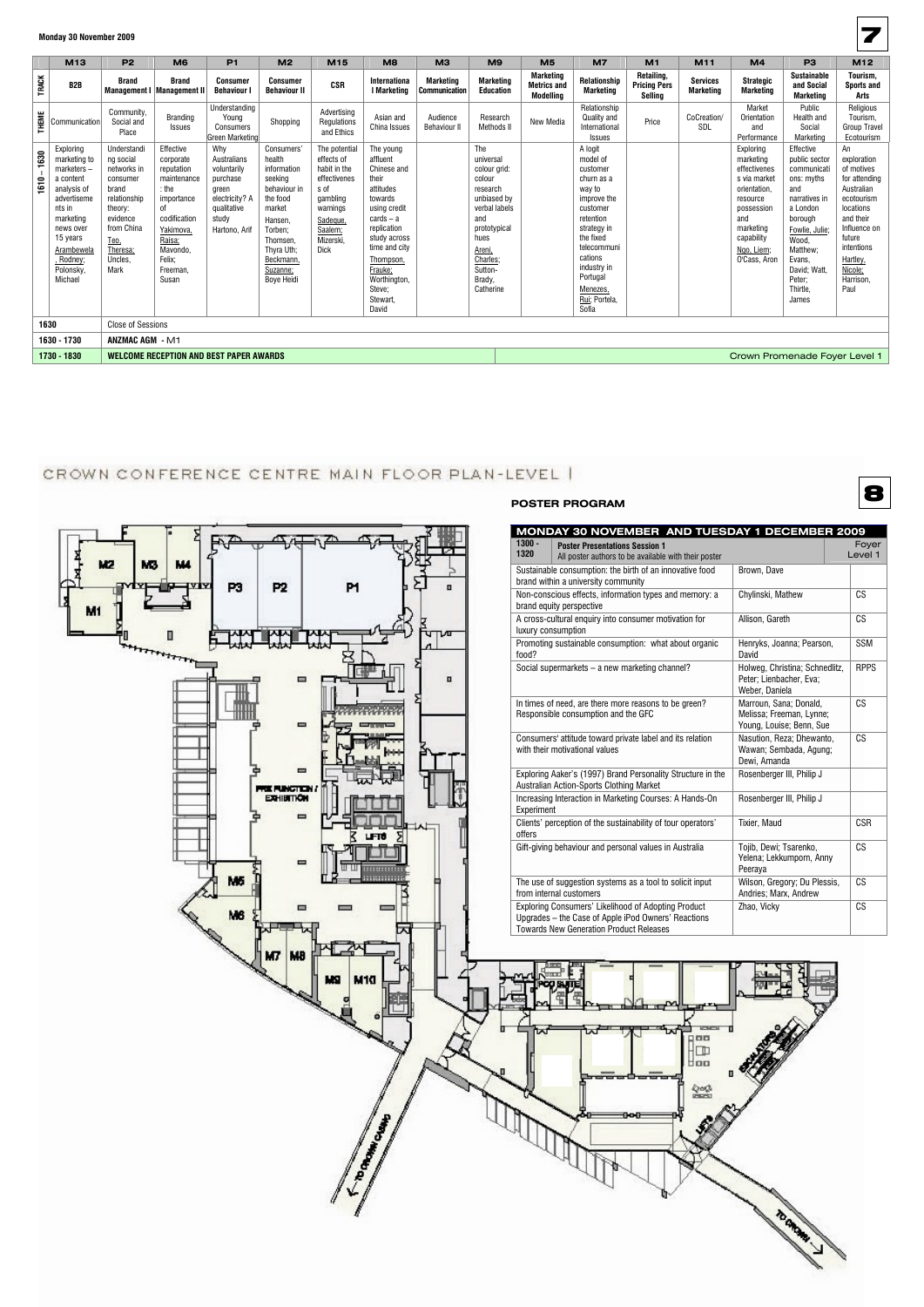Monday 30 November 2009

| | M13 | P2 | M6 | P1 | M2 | M15 | M8 | M3 | M9 | M5 | M7 | M1 | M11 | M4 | P3 | M12 |
|---|---|---|---|---|---|---|---|---|---|---|---|---|---|---|---|---|
| TRACK | B2B | Brand Management I | Brand Management II | Consumer Behaviour I | Consumer Behaviour II | CSR | International Marketing | Marketing Communication | Marketing Education | Marketing Metrics and Modelling | Relationship Marketing | Retailing, Pricing Pers Selling | Services Marketing | Strategic Marketing | Sustainable and Social Marketing | Tourism, Sports and Arts |
| THEME | Communication | Community, Social and Place | Branding Issues | Understanding Young Consumers Green Marketing | Shopping | Advertising Regulations and Ethics | Asian and China Issues | Audience Behaviour II | Research Methods II | New Media | Relationship Quality and International Issues | Price | CoCreation/ SDL | Market Orientation and Performance | Public Health and Social Marketing | Religious Tourism, Group Travel Ecotourism |
| 1610 – 1630 | Exploring marketing to marketers – a content analysis of advertisements in marketing news over 15 years Arambewela, Rodney; Polonsky, Michael | Understanding social networks in consumer brand relationship theory: evidence from China Teo, Theresa; Uncles, Mark | Effective corporate reputation maintenance: the importance of codification Yakimova, Raisa; Mavondo, Felix; Freeman, Susan | Why Australians voluntarily purchase green electricity? A qualitative study Hartono, Arif | Consumers' health information seeking behaviour in the food market Hansen, Torben; Thomsen, Thyra Uth; Beckmann, Suzanne; Boye Heidi | The potential effects of habit in the effectiveness of gambling warnings Sadeque, Saalem; Mizerski, Dick | The young affluent Chinese and their attitudes towards using credit cards – a replication study across time and city Thompson, Frauke; Worthington, Steve; Stewart, David | | The universal colour grid: colour research unbiased by verbal labels and prototypical hues Areni, Charles; Sutton-Brady, Catherine | | A logit model of customer churn as a way to improve the customer retention strategy in the fixed telecommunications industry in Portugal Menezes, Rui; Portela, Sofia | | | Exploring marketing effectiveness via market orientation, resource possession and marketing capability Ngo, Liem; O'Cass, Aron | Effective public sector communications: myths and narratives in a London borough Fowlie, Julie; Wood, Matthew; Evans, David; Watt, Peter; Thirtle, James | An exploration of motives for attending Australian ecotourism locations and their influence on future intentions Hartley, Nicole; Harrison, Paul |
| 1630 | Close of Sessions | | | | | | | | | | | | | | | |
| 1630 - 1730 | ANZMAC AGM - M1 | | | | | | | | | | | | | | | |
| 1730 - 1830 | WELCOME RECEPTION AND BEST PAPER AWARDS | | | | | | | | | | Crown Promenade Foyer Level 1 | | | | | |

CROWN CONFERENCE CENTRE MAIN FLOOR PLAN-LEVEL 1

## POSTER PROGRAM

| MONDAY 30 NOVEMBER AND TUESDAY 1 DECEMBER 2009 | | |
|---|---|---|
| 1300 - 1320 **Poster Presentations Session 1** All poster authors to be available with their poster | | Foyer Level 1 |
| Sustainable consumption: the birth of an innovative food brand within a university community | Brown, Dave | |
| Non-conscious effects, information types and memory: a brand equity perspective | Chylinski, Mathew | CS |
| A cross-cultural enquiry into consumer motivation for luxury consumption | Allison, Gareth | CS |
| Promoting sustainable consumption: what about organic food? | Henryks, Joanna; Pearson, David | SSM |
| Social supermarkets – a new marketing channel? | Holweg, Christina; Schnedlitz, Peter; Lienbacher, Eva; Weber, Daniela | RPPS |
| In times of need, are there more reasons to be green? Responsible consumption and the GFC | Marroun, Sana; Donald, Melissa; Freeman, Lynne; Young, Louise; Benn, Sue | CS |
| Consumers' attitude toward private label and its relation with their motivational values | Nasution, Reza; Dhewanto, Wawan; Sembada, Agung; Dewi, Amanda | CS |
| Exploring Aaker's (1997) Brand Personality Structure in the Australian Action-Sports Clothing Market | Rosenberger III, Philip J | |
| Increasing Interaction in Marketing Courses: A Hands-On Experiment | Rosenberger III, Philip J | |
| Clients' perception of the sustainability of tour operators' offers | Tixier, Maud | CSR |
| Gift-giving behaviour and personal values in Australia | Tojib, Dewi; Tsarenko, Yelena; Lekkumporn, Anny Peeraya | CS |
| The use of suggestion systems as a tool to solicit input from internal customers | Wilson, Gregory; Du Plessis, Andries; Marx, Andrew | CS |
| Exploring Consumers' Likelihood of Adopting Product Upgrades – the Case of Apple iPod Owners' Reactions Towards New Generation Product Releases | Zhao, Vicky | CS |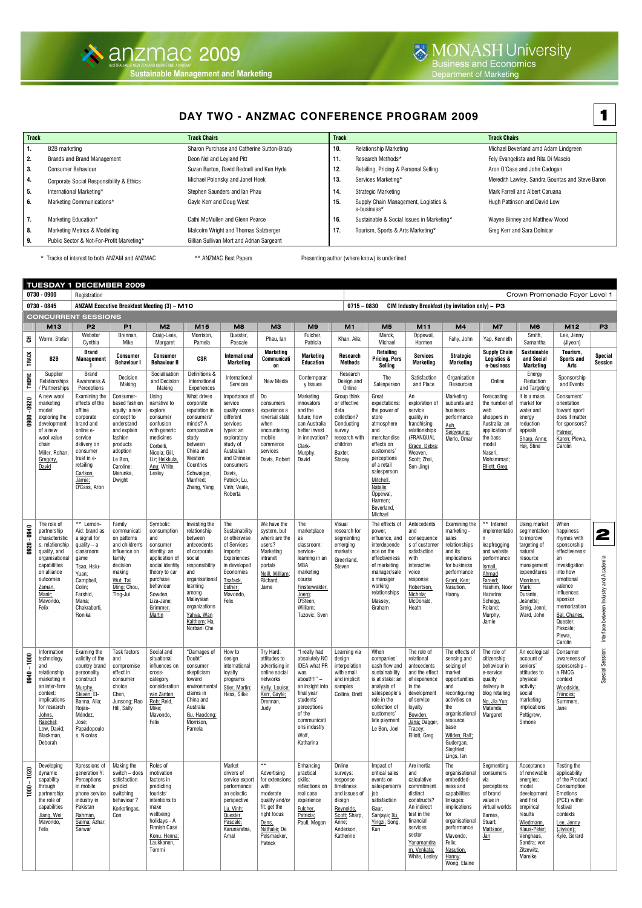# DAY TWO - ANZMAC CONFERENCE PROGRAM 2009

| Track | | Track Chairs | Track | | Track Chairs |
|---|---|---|---|---|---|
| 1. | B2B marketing | Sharon Purchase and Catherine Sutton-Brady | 10. | Relationship Marketing | Michael Beverland amd Adam Lindgreen |
| 2. | Brands and Brand Management | Deon Nel and Leyland Pitt | 11. | Research Methods* | Fely Evangelista and Rita Di Mascio |
| 3. | Consumer Behaviour | Suzan Burton, David Bednell and Ken Hyde | 12. | Retailing, Pricing & Personal Selling | Aron O'Cass and John Cadogan |
| 4. | Corporate Social Responsibility & Ethics | Michael Polonsky and Janet Hoek | 13. | Services Marketing* | Meredith Lawley, Sandra Gountas and Steve Baron |
| 5. | International Marketing* | Stephen Saunders and Ian Phau | 14. | Strategic Marketing | Mark Farrell and Albert Caruana |
| 6. | Marketing Communications* | Gayle Kerr and Doug West | 15. | Supply Chain Management, Logistics & e-business* | Hugh Pattinson and David Low |
| 7. | Marketing Education* | Cathi McMullen and Glenn Pearce | 16. | Sustainable & Social Issues in Marketing* | Wayne Binney and Matthew Wood |
| 8. | Marketing Metrics & Modelling | Malcolm Wright and Thomas Salzberger | 17. | Tourism, Sports & Arts Marketing* | Greg Kerr and Sara Dolnicar |
| 9. | Public Sector & Not-For-Profit Marketing* | Gillian Sullivan Mort and Adrian Sargeant | | | |

\* Tracks of interest to both ANZAM and ANZMAC ** ANZMAC Best Papers Presenting author (where know) is underlined

## TUESDAY 1 DECEMBER 2009

0730 - 0900 Registration — Crown Promenade Foyer Level 1

0730 - 0845 ANZAM Executive Breakfast Meeting (3) – M10

0715 – 0830 CIM Industry Breakfast (by invitation only) – P3

### CONCURRENT SESSIONS

| | M13 | P2 | P1 | M2 | M15 | M8 | M3 | M9 | M1 | M5 | M11 | M4 | M7 | M6 | M12 | P3 |
|---|---|---|---|---|---|---|---|---|---|---|---|---|---|---|---|---|
| CH | Worm, Stefan | Webster Cynthia | Brennan, Mike | Craig-Lees, Margaret | Morrison, Pamela | Quester, Pascale | Phau, Ian | Fulcher, Patricia | Khan, Aila; | Marck, Michael | Oppewal, Harmen | Fahy, John | Yap, Kenneth | Smith, Samantha | Lee, Jenny (Jiyeon) | |
| TRACK | B2B | Brand Management I | Consumer Behaviour I | Consumer Behaviour II | CSR | International Marketing | Marketing Communication | Marketing Education | Research Methods | Retailing Pricing, Pers Selling | Services Marketing | Strategic Marketing | Supply Chain Logistics & e-business | Sustainable and Social Marketing | Tourism, Sports and Arts | Special Session |
| THEME | Supplier Relationships / Partnerships | Brand Awareness & Perceptions | Decision Making | Socialisation and Decision Making | Definitions & International Experiences | International Services | New Media | Contemporary Issues | Research Design and Online | The Salesperson | Satisfaction and Place | Organisation Resources | Online | Energy Reduction and Targeting | Sponsorship and Events | |
| 0900 - 0920 | A new wool marketing model: exploring the development of a new wool value chain Miller, Rohan; Gregory, David | Examining the effects of the offline corporate brand and online e-service delivery on consumer trust in e-retailing Carlson, Jamie; O'Cass, Aron | Consumer-based fashion equity: a new concept to understand and explain fashion products adoption Le Bon, Caroline; Merunka, Dwight | Using narrative to explore consumer confusion with generic medicines Corbelli, Nicola; Gill, Liz; Helkkula, Anu; White, Lesley | What drives corporate reputation in consumers' minds? A comparative study between China and Western Countries Schwaiger, Manfred; Zhang, Yang | Importance of service quality across different services types: an exploratory study of Australian and Chinese consumers Davis, Patrick; Lu, Vinh; Veale, Roberta | Do consumers experience a reversal state when encountering mobile commerce services Davis, Robert | Marketing innovators and the future; how can Australia better invest in innovation? Clark-Murphy, David | Group think or effective data collection? Conducting survey research with children Baxter, Stacey | Great expectations: the power of store atmosphere and merchandise effects on customers' perceptions of a retail salesperson Mitchell, Natalie; Oppewal, Harmen; Beverland, Michael | An exploration of service quality in franchising relationships (FRANQUAL Grace, Debra; Weaven, Scott; Zhai, Sen-Jing) | Marketing subunits and business performance Auh, Seigyoung; Merlo, Omar | Forecasting the number of web shoppers in Australia: an application of the bass model Naseri, Mohammad; Elliott, Greg | It is a mass market for water and energy reduction appeals Sharp, Anne; Høj, Stine | Consumers' orientation toward sport: does it matter for sponsors? Palmer, Karen; Plewa, Carolin | |
| 0920 - 0940 | The role of partnership characteristics, relationship quality, and organisational capabilities on alliance outcomes Zaman, Manir; Mavondo, Felix | ** Lemon-Aid: brand as a signal for quality – a classroom game Tsao, Hsiu-Yuan; Campbell, Colin; Farshid, Mana; Chakrabarti, Ronika | Family communication patterns and children's influence on family decision making Wut, Tai Ming; Chou, Ting-Jui | Symbolic consumption and consumer identity: an application of social identity theory to car purchase behaviour Sowden, Liza-Jane; Grimmer, Martin | Investing the relationship between antecedents of corporate social responsibility and organisational learning among Malaysian organizations Yahya, Wan Kalthom; Ha, Norbani Che | The Sustainability or otherwise of Services Imports: Experiences in developed Economies Tsafack, Esther; Mavondo, Felix | We have the system, but where are the users? Marketing intranet portals Neill, William; Richard, Jame | The marketplace as classroom: service-learning in an MBA marketing course Finsterwalder, Joerg; O'Steen, William; Tuzovic, Sven | Visual research for segmenting emerging markets Greenland, Steven | The effects of power, influence, and interdependence on the effectiveness of marketing manager/sales manager working relationships Massey, Graham | Antecedents and consequences of customer satisfaction with interactive voice response Robertson, Nichola; McDonald, Heath | Examining the marketing - sales relationships and its implications for business performance Grant, Ken; Nasution, Hanny | ** Internet implementation leapfrogging and website performance Ismail, Ahmad Fareed; Hashim, Noor Hazarina; Schegg, Roland; Murphy, Jamie | Using market segmentation to improve targeting of natural resource management expenditures Morrison, Mark; Durante, Jeanette; Greig, Jenni; Ward, John | When happiness rhymes with sponsorship effectiveness: an investigation into how emotional valence influences sponsor memorization Bal, Charles; Quester, Pascale; Plewa, Carolin | Special Session: Interface between Industry and Academia |
| 0940 - 1000 | Information technology and relationship marketing in an inter-firm context: implications for research Johns, Raechel; Low, David; Blackman, Deborah | Examing the validity of the country brand personality construct Murphy, Steven; El-Banna, Alia; Rojas-Méndez, José; Papadopoulos, Nicolas | Task factors and compromise effect in consumer choice Chen, Junsong; Rao Hill, Sally | Social and situational influences on cross-category consideration van Zanten, Rob; Reid, Mike; Mavondo, Felix | "Damages of Doubt" consumer skepticism toward environmental claims in China and Australia Gu, Haodong; Morrison, Pamela | How to design international loyalty programs Stier, Martin; Hess, Silke | Try Hard: attitudes to advertising in online social networks Kelly, Louise; Kerr, Gayle; Drennan, Judy | "I really had absolutely NO IDEA what PR was about!!!!" – an insight into final year students' perceptions of the communications industry Wolf, Katharina | Learning via design interpolation with small and implicit samples Collins, Brett | When companies' cash flow and sustainability is at stake: an analysis of salespeople's role in the collection of customers' late payment Le Bon, Joel | The role of relational antecedents and the effect of experience in the development of service loyalty Bowden, Jana; Dagger, Tracey; Elliott, Greg | The effects of sensing and seizing of market opportunities and reconfiguring activities on the organisational resource base Wilden, Ralf; Gudergan, Siegfried; Lings, Ian | The role of citizenship behaviour in e-service quality delivery in blog retailing Ng, Jia Yun; Matanda, Margaret | An ecological account of seniors' attitudes to physical activity: social marketing implications Pettigrew, Simone | Consumer awareness of sponsorship - a FMCG context Woodside, Frances; Summers, Jane | |
| 1000 – 1020 | Developing dynamic capability through partnership: the role of capabilities Jiang, Wei; Mavondo, Felix | Xpressions of generation Y: Perceptions in mobile phone service industry in Pakistan Rahman, Salma; Azhar, Sarwar | Making the switch – does satisfaction predict switching behaviour ? Korkofingas, Con | Roles of motivation factors in predicting tourists' intentions to make wellbeing holidays - A Finnish Case Konu, Henna; Laukkanen, Tommi | | Market drivers of service export performance: an eclectic perspective Lu, Vinh; Quester, Pascale; Karunaratna, Amal | ** Advertising for extensions with moderate quality and/or fit: get the right focus Dens, Nathalie; De Pelsmacker, Patrick | Enhancing practical skills: reflections on real case experience Fulcher, Patricia; Paull, Megan | Online surveys: response timeliness and issues of design Reynolds, Scott; Sharp, Anne; Anderson, Katherine | Impact of critical sales events on salesperson's job satisfaction Gaur, Sanjaya; Xu, Yingzi; Song, Kun | Are inertia and calculative commitment distinct constructs? An indirect test in the financial services sector Yanamandram, Venkata; White, Lesley | The organisational embeddedness and capabilities linkages: implications for organisational performance Mavondo, Felix; Nasution, Hanny; Wong, Elaine | Segmenting consumers via perceptions of brand value in virtual worlds Barnes, Stuart; Mattsson, Jan | Acceptance of renewable energies: model development and first empirical results Wiedmann, Klaus-Peter; Venghaus, Sandra; von Zitzewitz, Mareike | Testing the applicability of the Product Consumption Emotions (PCE) within festival contexts Lee, Jenny (Jiyeon); Kyle, Gerard | |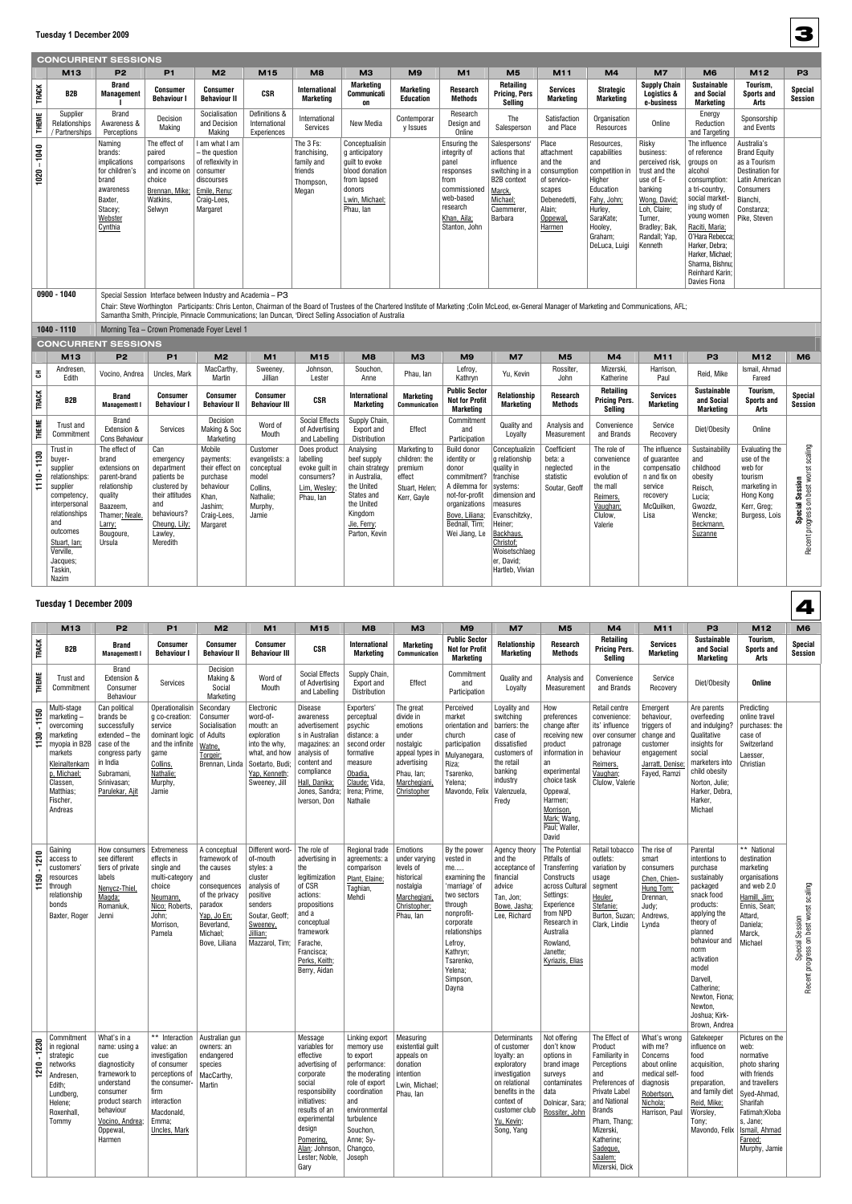## Tuesday 1 December 2009

### CONCURRENT SESSIONS

| | M13 | P2 | P1 | M2 | M15 | M8 | M3 | M9 | M1 | M5 | M11 | M4 | M7 | M6 | M12 | P3 |
|---|---|---|---|---|---|---|---|---|---|---|---|---|---|---|---|---|
| TRACK | B2B | Brand Management I | Consumer Behaviour I | Consumer Behaviour II | CSR | International Marketing | Marketing Communication | Marketing Education | Research Methods | Retailing Pricing, Pers Selling | Services Marketing | Strategic Marketing | Supply Chain Logistics & e-business | Sustainable and Social Marketing | Tourism, Sports and Arts | Special Session |
| THEME | Supplier Relationships / Partnerships | Brand Awareness & Perceptions | Decision Making | Socialisation and Decision Making | Definitions & International Experiences | International Services | New Media | Contemporary Issues | Research Design and Online | The Salesperson | Satisfaction and Place | Organisation Resources | Online | Energy Reduction and Targeting | Sponsorship and Events | |
| 1020 - 1040 | | Naming brands: implications for children's brand awareness Baxter, Stacey; Webster Cynthia | The effect of paired comparisons and income on choice Brennan, Mike; Watkins, Selwyn | I am what I am – the question of reflexivity in consumer discourses Emile, Renu; Craig-Lees, Margaret | | The 3 Fs: franchising, family and friends Thompson, Megan | Conceptualising anticipatory guilt to evoke blood donation from lapsed donors Lwin, Michael; Phau, Ian | | Ensuring the integrity of panel responses from commissioned web-based research Khan, Aila; Stanton, John | Salespersons' actions that influence switching in a B2B context Marck, Michael; Caemmerer, Barbara | Place attachment and the consumption of service-scapes Debenedetti, Alain; Oppewal, Harmen | Resources, capabilities and competition in Higher Education Fahy, John; Hurley, SaraKate; Hooley, Graham; DeLuca, Luigi | Risky business: perceived risk, trust and the use of E-banking Wong, David; Loh, Claire; Turner, Bradley; Bak, Randall; Yap, Kenneth | The influence of reference groups on alcohol consumption: a tri-country, social marketing study of young women Raciti, Maria; O'Hara Rebecca; Harker, Debra; Harker, Michael; Sharma, Bishnu; Reinhard Karin; Davies Fiona | Australia's Brand Equity as a Tourism Destination for Latin American Consumers Bianchi, Constanza; Pike, Steven | |

**0900 - 1040** Special Session Interface between Industry and Academia – P3

Chair: Steve Worthington Participants: Chris Lenton, Chairman of the Board of Trustees of the Chartered Institute of Marketing ;Colin McLeod, ex-General Manager of Marketing and Communications, AFL; Samantha Smith, Principle, Pinnacle Communications; Ian Duncan, 'Direct Selling Association of Australia

**1040 - 1110** Morning Tea – Crown Promenade Foyer Level 1

### CONCURRENT SESSIONS

| | M13 | P2 | P1 | M2 | M1 | M15 | M8 | M3 | M9 | M7 | M5 | M4 | M11 | P3 | M12 | M6 |
|---|---|---|---|---|---|---|---|---|---|---|---|---|---|---|---|---|
| CH | Andresen, Edith | Vocino, Andrea | Uncles, Mark | MacCarthy, Martin | Sweeney, Jillian | Johnson, Lester | Souchon, Anne | Phau, Ian | Lefroy, Kathryn | Yu, Kevin | Rossiter, John | Mizerski, Katherine | Harrison, Paul | Reid, Mike | Ismail, Ahmad Fareed | |
| TRACK | B2B | Brand Management I | Consumer Behaviour I | Consumer Behaviour II | Consumer Behaviour III | CSR | International Marketing | Marketing Communication | Public Sector Not for Profit Marketing | Relationship Marketing | Research Methods | Retailing Pricing Pers. Selling | Services Marketing | Sustainable and Social Marketing | Tourism, Sports and Arts | Special Session |
| THEME | Trust and Commitment | Brand Extension & Cons Behaviour | Services | Decision Making & Soc Marketing | Word of Mouth | Social Effects of Advertising and Labelling | Supply Chain, Export and Distribution | Effect | Commitment and Participation | Quality and Loyalty | Analysis and Measurement | Convenience and Brands | Service Recovery | Diet/Obesity | Online | |
| 1110 - 1130 | Trust in buyer-supplier relationships: supplier competency, interpersonal relationships and outcomes Stuart, Ian; Verville, Jacques; Taskin, Nazim | The effect of brand extensions on parent-brand relationship quality Baazeem, Thamer; Neale, Larry; Bougoure, Ursula | Can emergency department patients be clustered by their attitudes and behaviours? Cheung, Lily; Lawley, Meredith | Mobile payments: their effect on purchase behaviour Khan, Jashim; Craig-Lees, Margaret | Customer evangelists: a conceptual model Collins, Nathalie; Murphy, Jamie | Does product labelling evoke guilt in consumers? Lim, Wesley; Phau, Ian | Analysing beef supply chain strategy in Australia, the United States and the United Kingdom Jie, Ferry; Parton, Kevin | Marketing to children: the premium effect Stuart, Helen; Kerr, Gayle | Build donor identity or donor commitment? A dilemma for not-for-profit organizations Bove, Liliana; Bednall, Tim; Wei Jiang, Le | Conceptualizing relationship quality in franchise systems: dimension and measures Evanschitzky, Heiner; Backhaus, Christof; Woisetschlaeger, David; Hartleb, Vivian | Coefficient beta: a neglected statistic Soutar, Geoff | The role of convenience in the evolution of the mall Reimers, Vaughan; Clulow, Valerie | The influence of guarantee compensation and fix on service recovery McQuilken, Lisa | Sustainability and childhood obesity Reisch, Lucia; Gwozdz, Wencke; Beckmann, Suzanne | Evaluating the use of the web for tourism marketing in Hong Kong Kerr, Greg; Burgess, Lois | Special Session Recent progress on best worst scaling |

## Tuesday 1 December 2009

| | M13 | P2 | P1 | M2 | M1 | M15 | M8 | M3 | M9 | M7 | M5 | M4 | M11 | P3 | M12 | M6 |
|---|---|---|---|---|---|---|---|---|---|---|---|---|---|---|---|---|
| TRACK | B2B | Brand Management I | Consumer Behaviour I | Consumer Behaviour II | Consumer Behaviour III | CSR | International Marketing | Marketing Communication | Public Sector Not for Profit Marketing | Relationship Marketing | Research Methods | Retailing Pricing Pers. Selling | Services Marketing | Sustainable and Social Marketing | Tourism, Sports and Arts | Special Session |
| THEME | Trust and Commitment | Brand Extension & Consumer Behaviour | Services | Decision Making & Social Marketing | Word of Mouth | Social Effects of Advertising and Labelling | Supply Chain, Export and Distribution | Effect | Commitment and Participation | Quality and Loyalty | Analysis and Measurement | Convenience and Brands | Service Recovery | Diet/Obesity | Online | |
| 1130 - 1150 | Multi-stage marketing – overcoming marketing myopia in B2B markets Kleinaltenkamp, Michael; Classen, Matthias; Fischer, Andreas | Can political brands be successfully extended – the case of the congress party in India Subramani, Srinivasan; Parulekar, Ajit | Operationalising co-creation: service dominant logic and the infinite game Collins, Nathalie; Murphy, Jamie | Secondary Consumer Socialisation of Adults Watne, Torgeir; Brennan, Linda | Electronic word-of-mouth: an exploration into the why, what, and how Soetarto, Budi; Yap, Kenneth; Sweeney, Jill | Disease awareness advertisements in Australian magazines: an analysis of content and compliance Hall, Danika; Jones, Sandra; Iverson, Don | Exporters' perceptual psychic distance: a second order formative measure Obadia, Claude; Vida, Irena; Prime, Nathalie | The great divide in emotions under nostalgic appeal types in advertising Phau, Ian; Marchegiani, Christopher | Perceived market orientation and church participation Mulyanegara, Riza; Tsarenko, Yelena; Mavondo, Felix | Loyalty and switching barriers: the case of dissatisfied customers of the retail banking industry Valenzuela, Fredy | How preferences change after receiving new product information in an experimental choice task Oppewal, Harmen; Morrison, Mark; Wang, Paul; Waller, David | Retail centre convenience: its' influence over consumer patronage behaviour Reimers, Vaughan; Clulow, Valerie | Emergent behaviour, triggers of change and customer engagement Jarratt, Denise; Fayed, Ramzi | Are parents overfeeding and indulging? Qualitative insights for social marketers into child obesity Norton, Julie; Harker, Debra, Harker, Michael | Predicting online travel purchases: the case of Switzerland Laesser, Christian | Special Session Recent progress on best worst scaling |
| 1150 - 1210 | Gaining access to customers' resources through relationship bonds Baxter, Roger | How consumers see different tiers of private labels Nenycz-Thiel, Magda; Romaniuk, Jenni | Extremeness effects in single and multi-category choice Neumann, Nico; Roberts, John; Morrison, Pamela | A conceptual framework of the causes and consequences of the privacy paradox Yap, Jo En; Beverland, Michael; Bove, Liliana | Different word-of-mouth styles: a cluster analysis of positive senders Soutar, Geoff; Sweeney, Jillian; Mazzarol, Tim; | The role of advertising in the legitimization of CSR actions: propositions and a conceptual framework Farache, Francisca; Perks, Keith; Berry, Aidan | Regional trade agreements: a comparison Plant, Elaine; Taghian, Mehdi | Emotions under varying levels of historical nostalgia Marchegiani, Christopher; Phau, Ian | By the power vested in me..... examining the 'marriage' of two sectors through nonprofit-corporate relationships Lefroy, Kathryn; Tsarenko, Yelena; Simpson, Dayna | Agency theory and the acceptance of financial advice Tan, Jon; Bowe, Jasha; Lee, Richard | The Potential Pitfalls of Transferring Constructs across Cultural Settings: Experience from NPD Research in Australia Rowland, Janette; Kyriazis, Elias | Retail tobacco outlets: variation by usage segment Heuler, Stefanie; Burton, Suzan; Clark, Lindie | The rise of smart consumers Chen, Chien-Hung Tom; Drennan, Judy; Andrews, Lynda | Parental intentions to purchase sustainably packaged snack food products: applying the theory of planned behaviour and norm activation model Darvell, Catherine; Newton, Fiona; Newton, Joshua; Kirk-Brown, Andrea | ** National destination marketing organisations and web 2.0 Hamill, Jim; Ennis, Sean; Attard, Daniela; Marck, Michael | |
| 1210 - 1230 | Commitment in regional strategic networks Andresen, Edith; Lundberg, Helene; Roxenhall, Tommy | What's in a name: using a cue diagnosticity framework to understand consumer product search behaviour Vocino, Andrea; Oppewal, Harmen | ** Interaction value: an investigation of consumer perceptions of the consumer-firm interaction Macdonald, Emma; Uncles, Mark | Australian gun owners: an endangered species MacCarthy, Martin | | Message variables for effective advertising of corporate social responsibility initiatives: results of an experimental design Pomering, Alan; Johnson, Lester; Noble, Gary | Linking export memory use to export performance: the moderating role of export coordination and environmental turbulence Souchon, Anne; Sy-Changco, Joseph | Measuring existential guilt appeals on donation intention Lwin, Michael; Phau, Ian | | Determinants of customer loyalty: an exploratory investigation on relational benefits in the context of customer club Yu, Kevin; Song, Yang | Not offering don't know options in brand image surveys contaminates data Dolnicar, Sara; Rossiter, John | The Effect of Product Familiarity in Perceptions and Preferences of Private Label and National Brands Pham, Thang; Mizerski, Katherine; Sadeque, Saalem; Mizerski, Dick | What's wrong with me? Concerns about online medical self-diagnosis Robertson, Nichola; Harrison, Paul | Gatekeeper influence on food acquisition, food preparation, and family diet Reid, Mike; Worsley, Tony; Mavondo, Felix | Pictures on the web: normative photo sharing with friends and travellers Syed-Ahmad, Sharifah Fatimah;Kloba s, Jane; Ismail, Ahmad Fareed; Murphy, Jamie | |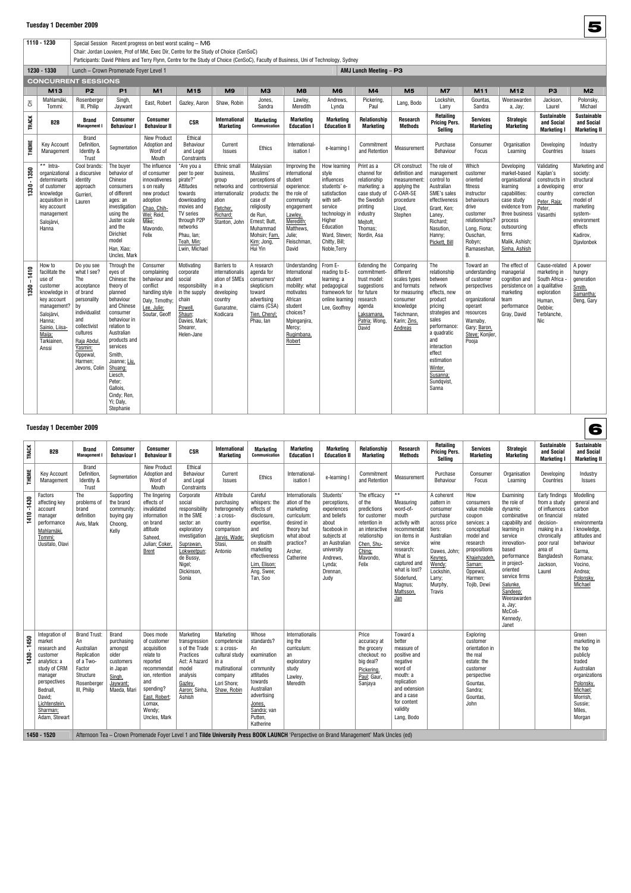## Tuesday 1 December 2009

| 1110 - 1230 | Special Session Recent progress on best worst scaling – M6 |
|---|---|
| | Chair: Jordan Louviere, Prof of Mkt, Exec Dir, Centre for the Study of Choice (CenSoC) |
| | Participants: David Pihlens and Terry Flynn, Centre for the Study of Choice (CenSoC), Faculty of Business, Uni of Technology, Sydney |
| 1230 - 1330 | Lunch – Crown Promenade Foyer Level 1 — AMJ Lunch Meeting – P3 |

### CONCURRENT SESSIONS

| | M13 | P2 | P1 | M1 | M15 | M9 | M3 | M8 | M6 | M4 | M5 | M7 | M11 | M12 | P3 | M2 |
|---|---|---|---|---|---|---|---|---|---|---|---|---|---|---|---|---|
| CH | Mahlamäki, Tommi; | Rosenberger III, Philip | Singh, Jaywant | East, Robert | Gazley, Aaron | Shaw, Robin | Jones, Sandra | Lawley, Meredith | Andrews, Lynda | Pickering, Paul | Lang, Bodo | Lockshin, Larry | Gountas, Sandra | Weerawarden a, Jay; | Jackson, Laurel | Polonsky, Michael |
| TRACK | B2B | Brand Management I | Consumer Behaviour I | Consumer Behaviour II | CSR | International Marketing | Marketing Communication | Marketing Education I | Marketing Education II | Relationship Marketing | Research Methods | Retailing Pricing Pers. Selling | Services Marketing | Strategic Marketing | Sustainable and Social Marketing I | Sustainable and Social Marketing II |
| THEME | Key Account Management | Brand Definition, Identity & Trust | Segmentation | New Product Adoption and Word of Mouth | Ethical Behaviour and Legal Constraints | Current Issues | Ethics | International-isation I | e-learning I | Commitment and Retention | Measurement | Purchase Behaviour | Consumer Focus | Organisation Learning | Developing Countries | Industry Issues |
| 1330 - 1350 | ** Intra-organizational determinants of customer knowledge acquisition in key account management Salojärvi, Hanna | Cool brands: a discursive identity approach Gurrieri, Lauren | The buyer behavior of Chinese consumers of different ages: an investigation using the Juster scale and the Dirichlet model Han, Xiao; Uncles, Mark | The influence of consumer innovativenes s on really new product adoption Chao, Chih-Wei; Reid, Mike; Mavondo, Felix | "Are you a peer to peer pirate?" Attitudes towards downloading movies and TV series through P2P networks Phau, Ian; Teah, Min; Lwin, Michael | Ethnic small business, group networks and internationaliz ation Fletcher, Richard; Stanton, John | Malaysian Muslims' perceptions of controversial products: the case of religiosity de Run, Ernest; Butt, Muhammad Mohsin; Fam, Kim; Jong, Hui Yin | Improving the international student experience: the role of community engagement Lawley, Meredith; Matthews, Julie; Fleischman, David | How learning style influences students' e-satisfaction with self-service technology in Higher Education Ward, Steven; Chitty, Bill; Noble,Terry | Print as a channel for relationship marketing: a case study of the Swedish printing industry Mejtoft, Thomas; Nordin, Asa | CR construct definition and measurement: applying the C-OAR-SE procedure Lloyd, Stephen | The role of management control to Australian SME's sales effectiveness Grant, Ken; Laney, Richard; Nasution, Hanny; Pickett, Bill | Which customer oriented fitness instructor behaviours drive customer relationships? Long, Fiona; Ouschan, Robyn; Ramaseshan, B. | Developing market-based organisational learning capabilities: case study evidence from three business process outsourcing firms Malik, Ashish; Sinha, Ashish | Validating Kaplan's constructs in a developing country Peter, Raja; Peter, Vasanthi | Marketing and society: structural error correction model of marketing system-environment effects Kadirov, Djavlonbek |
| 1350 - 1410 | How to facilitate the use of customer knowledge in key account management? Salojärvi, Hanna; Sainio, Liisa-Maija; Tarkiainen, Anssi | Do you see what I see? The acceptance of brand personality by individualist and collectivist cultures Raja Abdul, Yasmin; Oppewal, Harmen; Jevons, Colin | Through the eyes of Chinese: the theory of planned behaviour and Chinese consumer behaviour in relation to Australian products and services Smith, Joanne; Liu, Shuang; Liesch, Peter; Gallois, Cindy; Ren, Yi; Daly, Stephanie | Consumer complaining behaviour and conflict handling style Daly, Timothy; Lee, Julie; Soutar, Geoff | Motivating corporate social responsibility in the supply chain Powell, Shaun; Davies, Mark; Shearer, Helen-Jane | Barriers to internationalis ation of SMEs in a developing country Gunaratne, Kodicara | A research agenda for consumers' skepticism toward advertising claims (CSA) Tien, Cheryl; Phau, Ian | Understanding International student mobility: what motivates African student choices? Mpinganjira, Mercy; Rugimbana, Robert | From E-reading to E-learning: a pedagogical framework for online learning Lee, Geoffrey | Extending the commitment-trust model: suggestions for future research agenda Laksamana, Patria; Wong, David | Comparing different scales types and formats for measuring consumer knowledge Teichmann, Karin; Zins, Andreas | The relationship between network effects, new product pricing strategies and sales performance: a quadratic and interaction effect estimation Winter, Susanna; Sundqvist, Sanna | Toward an understanding of customer perspectives on organizational operant resources Warnaby, Gary; Baron, Steve; Konijer, Pooja | The effect of managerial cognition and persistence on marketing team performance Gray, David | Cause-related marketing in South Africa - a qualitative exploration Terblanche, Nic | A power hungry generation Smith, Samantha; Deng, Gary |

## Tuesday 1 December 2009

| TRACK | B2B | Brand Management I | Consumer Behaviour I | Consumer Behaviour II | CSR | International Marketing | Marketing Communication | Marketing Education I | Marketing Education II | Relationship Marketing | Research Methods | Retailing Pricing Pers. Selling | Services Marketing | Strategic Marketing | Sustainable and Social Marketing I | Sustainable and Social Marketing II |
|---|---|---|---|---|---|---|---|---|---|---|---|---|---|---|---|---|
| THEME | Key Account Management | Brand Definition, Identity & Trust | Segmentation | New Product Adoption and Word of Mouth | Ethical Behaviour and Legal Constraints | Current Issues | Ethics | International-isation I | e-learning I | Commitment and Retention | Measurement | Purchase Behaviour | Consumer Focus | Organisation Learning | Developing Countries | Industry Issues |
| 1410 -1430 | Factors affecting key account manager performance Mahlamäki, Tommi; Uusitalo, Olavi | The problems of brand definition Avis, Mark | Supporting the brand community: buying gay Choong, Kelly | The lingering effects of invalidated information on brand attitude Saheed, Julian; Coker, Brent | Corporate social responsibility in the SME sector: an exploratory investigation Suprawan, Lokweetpun; de Bussy, Nigel; Dickinson, Sonia | Attribute purchasing heterogeneity : a cross-country comparison Jarvis, Wade; Stasi, Antonio | Careful whispers: the effects of disclosure, expertise, and skepticism on stealth marketing effectiveness Lim, Elison; Ang, Swee; Tan, Soo | Internationalis ation of the marketing curriculum: desired in theory but what about practice? Archer, Catherine | Students' perceptions, experiences and beliefs about facebook in subjects at an Australian university Andrews, Lynda; Drennan, Judy | The efficacy of the predictions for customer retention in an interactive relationship Chen, Shu-Ching; Mavondo, Felix | ** Measuring word-of-mouth activity with recommendat ion items in service research: What is captured and what is lost? Söderlund, Magnus; Mattsson, Jan | A coherent pattern in consumer purchase across price tiers: Australian wine Dawes, John; Keynes, Wendy; Lockshin, Larry; Murphy, Travis | How consumers value mobile coupon services: a conceptual model and research propositions Khajehzadeh, Saman; Oppewal, Harmen; Tojib, Dewi | Examining the role of dynamic combinative capability and learning in service innovation-based performance in project-oriented service firms Salunke, Sandeep; Weerawarden a, Jay; McColl-Kennedy, Janet | Early findings from a study of influences on financial decision-making in a chronically poor rural area of Bangladesh Jackson, Laurel | Modelling general and carbon related environmenta l knowledge, attitudes and behaviour Garma, Romana; Vocino, Andrea; Polonsky, Michael |
| 1430 - 1450 | Integration of market research and customer analytics: a study of CRM manager perspectives Bednall, David; Lichtenstein, Sharman; Adam, Stewart | Brand Trust: An Australian Replication of a Two-Factor Structure Rosenberger III, Philip | Brand purchasing amongst older customers in Japan Singh, Jaywant; Maeda, Mari | Does mode of customer acquisition relate to reported recommendat ion, retention and spending? East, Robert; Lomax, Wendy; Uncles, Mark | Marketing transgression s of the Trade Practices Act: A hazard model analysis Gazley, Aaron; Sinha, Ashish | Marketing competencie s: a cross-cultural study in a multinational company Lori Shore; Shaw, Robin | Whose standards? An examination of community attitudes towards Australian advertising Jones, Sandra; van Putten, Katherine | Internationalis ing the curriculum: an exploratory study Lawley, Meredith | | Price accuracy at the grocery checkout: no big deal? Pickering, Paul; Gaur, Sanjaya | Toward a better measure of positive and negative word of mouth: a replication and extension and a case for content validity Lang, Bodo | | Exploring customer orientation in the real estate: the customer perspective Gountas, Sandra; Gountas, John | | | Green marketing in the top publicly traded Australian organizations Polonsky, Michael; Morrish, Sussie; Miles, Morgan |
| 1450 - 1520 | Afternoon Tea – Crown Promenade Foyer Level 1 and **Tilde University Press BOOK LAUNCH** 'Perspective on Brand Management' Mark Uncles (ed) | | | | | | | | | | | | | | | |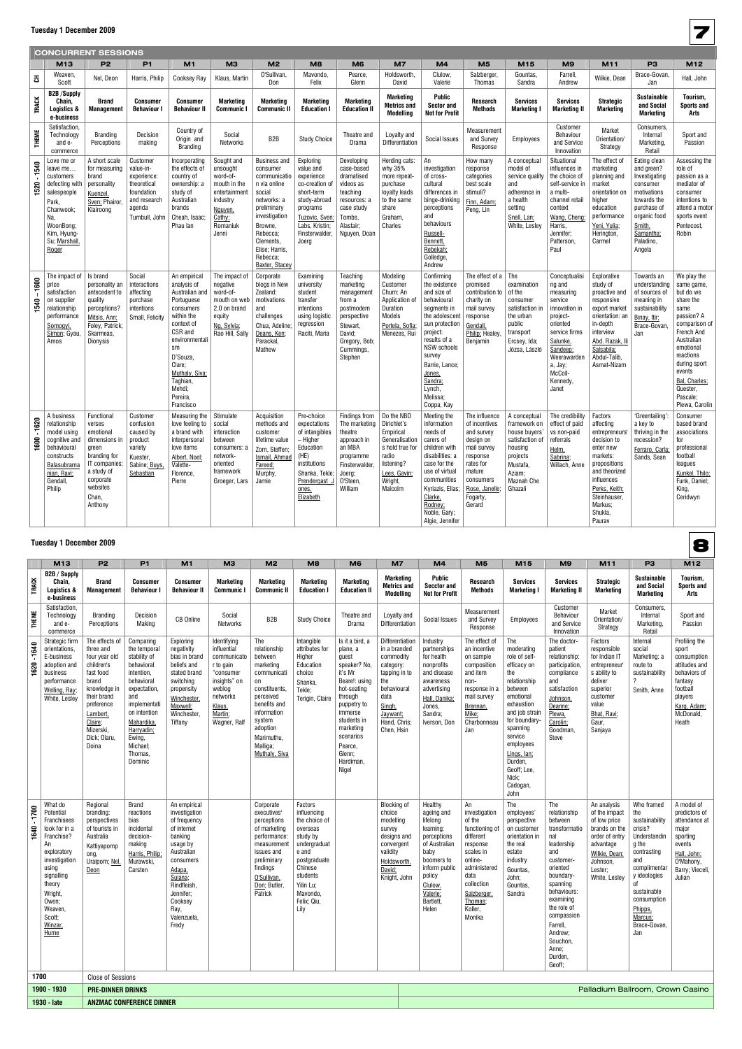## Tuesday 1 December 2009

### CONCURRENT SESSIONS

| | M13 | P2 | P1 | M1 | M3 | M2 | M8 | M6 | M7 | M4 | M5 | M15 | M9 | M11 | P3 | M12 |
|---|---|---|---|---|---|---|---|---|---|---|---|---|---|---|---|---|
| CH | Weaven, Scott | Nel, Deon | Harris, Philip | Cooksey Ray | Klaus, Martin | O'Sullivan, Don | Mavondo, Felix | Pearce, Glenn | Holdsworth, David | Clulow, Valerie | Salzberger, Thomas | Gountas, Sandra | Farrell, Andrew | Wilkie, Dean | Brace-Govan, Jan | Hall, John |
| TRACK | B2B /Supply Chain, Logistics & e-business | Brand Management | Consumer Behaviour I | Consumer Behaviour II | Marketing Communic I | Marketing Communic II | Marketing Education I | Marketing Education II | Marketing Metrics and Modelling | Public Sector and Not for Profit | Research Methods | Services Marketing I | Services Marketing II | Strategic Marketing | Sustainable and Social Marketing | Tourism, Sports and Arts |
| THEME | Satisfaction, Technology and e-commerce | Branding Perceptions | Decision making | Country of Origin and Branding | Social Networks | B2B | Study Choice | Theatre and Drama | Loyalty and Differentiation | Social Issues | Measurement and Survey Response | Employees | Customer Behaviour and Service Innovation | Market Orientation/ Strategy | Consumers, Internal Marketing, Retail | Sport and Passion |
| 1520 - 1540 | Love me or leave me… customers defecting with salespeople Park, Chanwook; Na, WoonBong; Kim, Hyung-Su; Marshall, Roger | A short scale for measuring brand personality Kuenzel, Sven; Phairor, Klairoong | Customer value-in-experience: theoretical foundation and research agenda Turnbull, John | Incorporating the effects of country of ownership: a study of Australian brands Cheah, Isaac; Phau Ian | Sought and unsought word-of-mouth in the entertainment industry Nguyen, Cathy; Romaniuk Jenni | Business and consumer communication via online social networks: a preliminary investigation Browne, Rebecca; Clements, Elise; Harris, Rebecca; Baxter, Stacey | Exploring value and experience co-creation of short-term study-abroad programs Tuzovic, Sven; Labs, Kristin; Finsterwalder, Joerg | Developing case-based dramatised videos as teaching resources: a case study Tombs, Alastair; Nguyen, Doan | Herding cats: why 35% more repeat-purchase loyalty leads to the same share Graham, Charles | An investigation of cross-cultural differences in binge-drinking perceptions and behaviours Russell-Bennett, Rebekah; Golledge, Andrew | How many response categories best scale stimuli? Finn, Adam; Peng, Lin | A conceptual model of service quality and adherence in a health setting Snell, Lan; White, Lesley | Situational influences in the choice of self-service in a multi-channel retail context Wang, Cheng; Harris, Jennifer; Patterson, Paul | The effect of marketing planning and market orientation on higher education performance Yeni, Yulia; Herington, Carmel | Eating clean and green? Investigating consumer motivations towards the purchase of organic food Smith, Samantha; Paladino, Angela | Assessing the role of passion as a mediator of consumer intentions to attend a motor sports event Pentecost, Robin |
| 1540 – 1600 | The impact of price satisfaction on supplier relationship performance Somogyi, Simon; Gyau, Amos | Is brand personality an antecedent to quality perceptions? Mitsis, Ann; Foley, Patrick; Skarmeas, Dionysis | Social interactions affecting purchase intentions Small, Felicity | An empirical analysis of Australian and Portuguese consumers within the context of CSR and environmentalism D'Souza, Clare; Muthaly, Siva; Taghian, Mehdi; Pereira, Francisco | The impact of negative word-of-mouth on web 2.0 brand equity Ng, Sylvia; Rao Hill, Sally | Corporate blogs in New Zealand: motivations and challenges Chua, Adeline; Deans, Ken; Parackal, Mathew | Examining university student transfer intentions using logistic regression Raciti, Maria | Teaching marketing management from a postmodern perspective Stewart, David; Gregory, Bob; Cummings, Stephen | Modeling Customer Churn: An Application of Duration Models Portela, Sofia; Menezes, Rui | Confirming the existence and size of behavioural segments in the adolescent sun protection project: results of a NSW schools survey Barrie, Lance; Jones, Sandra; Lynch, Melissa; Coppa, Kay | The effect of a promised contribution to charity on mail survey response Gendall, Philip; Healey, Benjamin | The examination of the consumer satisfaction in the urban public transport Ercsey, Ida; Józsa, László | Conceptualising and measuring service innovation in project-oriented service firms Salunke, Sandeep; Weerawardena, Jay; McColl-Kennedy, Janet | Explorative study of proactive and responsive export market orientation: an in-depth interview Abd. Razak, Ili Salsabila; Abdul-Talib, Asmat-Nizam | Towards an understanding of sources of meaning in sustainability Binay, Itir; Brace-Govan, Jan | We play the same game, but do we share the same passion? A comparison of French And Australian emotional reactions during sport events Bal, Charles; Quester, Pascale; Plewa, Carolin |
| 1600 - 1620 | A business relationship model using cognitive and behavioural constructs Balasubramanian, Ravi; Gendall, Philip | Functional verses emotional dimensions in green preference branding for IT companies: a study of corporate websites Chan, Anthony | Customer confusion caused by product variety Kuester, Sabine; Buys, Sebastian | Measuring the love feeling to a brand with interpersonal love items Albert, Noel; Valette-Florence, Pierre | Stimulate social interaction between consumers: a network-oriented framework Groeger, Lars | Acquisition methods and customer lifetime value Zorn, Steffen; Ismail, Ahmad Fareed; Murphy, Jamie | Pre-choice expectations of intangibles – Higher Education (HE) institutions Shanka, Tekle; Prendergast J ones, Elizabeth | Findings from The marketing theatre approach in an MBA programme Finsterwalder, Joerg; O'Steen, William | Do the NBD Dirichlet's Empirical Generalisations hold true for radio listening? Lees, Gavin; Wright, Malcolm | Meeting the information needs of carers of children with disabilities: a case for the use of virtual communities Kyriazis, Elias; Clarke, Rodney; Noble, Gary; Algie, Jennifer | The influence of incentives and survey design on mail survey response rates for mature consumers Rose, Janelle; Fogarty, Gerard | A conceptual framework on house buyers' satisfaction of housing projects Mustafa, Aziam; Maznah Che Ghazali | The credibility effect of paid vs non-paid referrals Helm, Sabrina; Willach, Anne | Factors affecting entrepreneurs' decision to enter new markets: propositions and theorized influences Perks, Keith; Steinhauser, Markus; Shukla, Paurav | 'Greentailing': a key to thriving in the recession? Ferraro, Carla; Sands, Sean | Consumer based brand associations for professional football leagues Kunkel, Thilo; Funk, Daniel; King, Ceridwyn |

## Tuesday 1 December 2009

| | M13 | P2 | P1 | M1 | M3 | M2 | M8 | M6 | M7 | M4 | M5 | M15 | M9 | M11 | P3 | M12 |
|---|---|---|---|---|---|---|---|---|---|---|---|---|---|---|---|---|
| TRACK | B2B / Supply Chain, Logistics & e-business | Brand Management | Consumer Behaviour I | Consumer Behaviour II | Marketing Communic I | Marketing Communic II | Marketing Education I | Marketing Education II | Marketing Metrics and Modelling | Public Secctor and Not for Profit | Research Methods | Services Marketing I | Services Marketing II | Strategic Marketing | Sustainable and Social Marketing | Tourism, Sports and Arts |
| THEME | Satisfaction, Technology and e-commerce | Branding Perceptions | Decision Making | CB Online | Social Networks | B2B | Study Choice | Theatre and Drama | Loyalty and Differentiation | Social Issues | Measurement and Survey Response | Employees | Customer Behaviour and Service Innovation | Market Orientation/ Strategy | Consumers, Internal Marketing, Retail | Sport and Passion |
| 1620 - 1640 | Strategic firm orientations, E-business adoption and business performance Welling, Ray; White, Lesley | The effects of three and four year old children's fast food brand knowledge in their brand preference Lambert, Claire; Mizerski, Dick; Olaru, Doina | Comparing the temporal stability of behavioral intention, behavioral expectation, and implementation intention Mahardika, Harryadin; Ewing, Michael; Thomas, Dominic | Exploring negativity bias in brand beliefs and stated brand switching propensity Winchester, Maxwell; Winchester, Tiffany | Identifying influential communicator tor gain "consumer insights" on weblog networks Klaus, Martin; Wagner, Ralf | The relationship between marketing communication on constituents, perceived benefits and information system adoption Marimuthu, Malliga; Muthaly, Siva | Intangible attributes for Higher Education choice Shanka, Tekle; Terigin, Claire | Is it a bird, a plane, a guest speaker? No, it's Mr Beare!: using hot-seating through puppetry to immerse students in marketing scenarios Pearce, Glenn; Hardiman, Nigel | Differentiation in a branded commodity category: tapping in to the behavioural data Singh, Jaywant; Hand, Chris; Chen, Hsin | Industry partnerships for health nonprofits and disease awareness advertising Hall, Danika; Jones, Sandra; Iverson, Don | The effect of an incentive on sample composition and item non-response in a mail survey Brennan, Mike; Charbonneau Jan | The moderating role of self-efficacy on the relationship between emotional exhaustion and job strain for boundary-spanning service employees Lings, Ian; Durden, Geoff; Lee, Nick; Cadogan, John | The doctor-patient relationship: participation, compliance and satisfaction Johnson, Deanne; Plewa, Carolin; Goodman, Steve | Factors responsible for Indian IT entrepreneur' s ability to deliver superior customer value Bhat, Ravi; Gaur, Sanjaya | Internal social Marketing: a route to sustainability? Smith, Anne | Profiling the sport consumption attitudes and behaviors of fantasy football players Karg, Adam; McDonald, Heath |
| 1640 - 1700 | What do Potential Franchisees look for in a Franchise? An exploratory investigation using signalling theory Wright, Owen; Weaven, Scott; Winzar, Hume | Regional branding: perspectives of tourism in Australia Kattiyapornpong, Uraiporn; Nel, Deon | Brand reactions bias incidental decision-making Harris, Philip; Murawski, Carsten | An empirical investigation of frequency of internet banking usage by Australian consumers Adapa, Sujana; Rindfleish, Jennifer; Cooksey Ray, Valenzuela, Fredy | | Corporate executives' perceptions of marketing performance: measurement issues and preliminary findings O'Sullivan, Don; Butler, Patrick | Factors influencing the choice of overseas study by undergraduate and postgraduate Chinese students Yilin Lu; Mavondo, Felix; Qiu, Lily | | Blocking of choice modelling survey designs and convergent validity Holdsworth, David; Knight, John | Healthy ageing and lifelong learning: perceptions of Australian baby boomers to inform public policy Clulow, Valerie; Bartlett, Helen | An investigation of the functioning of different response scales in online-administered data collection Salzberger, Thomas; Koller, Monika | The employees' perspective on customer orientation in the real estate industry Gountas, John; Gountas, Sandra | The relationship between transformational leadership and customer-oriented boundary-spanning behaviours: examining the role of compassion Farrell, Andrew; Souchon, Anne; Durden, Geoff; | An analysis of the impact of low price brands on the order of entry advantage Wilkie, Dean; Johnson, Lester; White, Lesley | Who framed the sustainability crisis? Understanding the contrasting and complimentary ideologies of sustainable consumption Phipps, Marcus; Brace-Govan, Jan | A model of predictors of attendance at major sporting events Hall, John; O'Mahony, Barry; Vieceli, Julian |
| 1700 | Close of Sessions | | | | | | | | | | | | | | | |
| 1900 - 1930 | PRE-DINNER DRINKS | | | | | | | | | | | | Palladium Ballroom, Crown Casino | | | |
| 1930 - late | ANZMAC CONFERENCE DINNER | | | | | | | | | | | | | | | |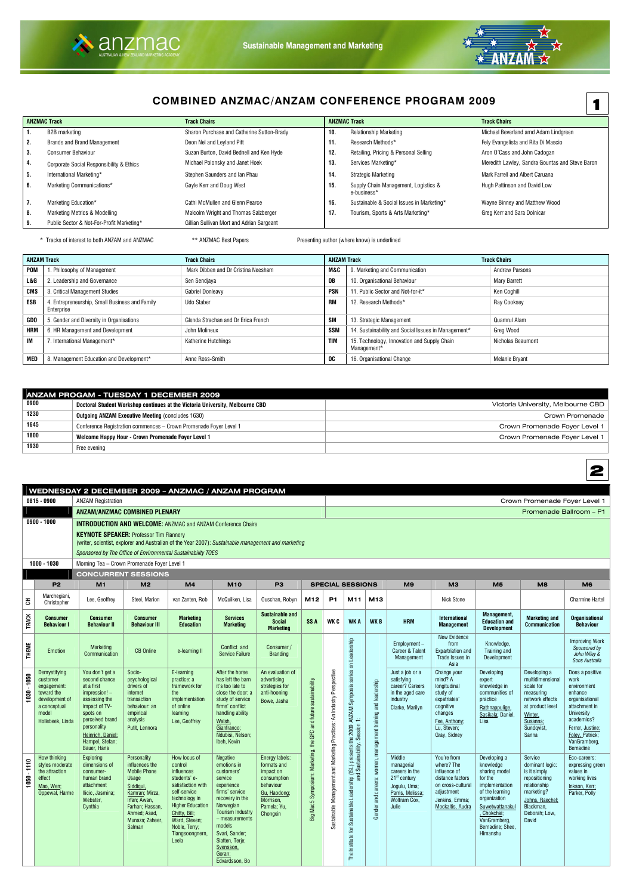# COMBINED ANZMAC/ANZAM CONFERENCE PROGRAM 2009

| ANZMAC Track | | Track Chairs | ANZMAC Track | | Track Chairs |
|---|---|---|---|---|---|
| 1. | B2B marketing | Sharon Purchase and Catherine Sutton-Brady | 10. | Relationship Marketing | Michael Beverland amd Adam Lindgreen |
| 2. | Brands and Brand Management | Deon Nel and Leyland Pitt | 11. | Research Methods* | Fely Evangelista and Rita Di Mascio |
| 3. | Consumer Behaviour | Suzan Burton, David Bednell and Ken Hyde | 12. | Retailing, Pricing & Personal Selling | Aron O'Cass and John Cadogan |
| 4. | Corporate Social Responsibility & Ethics | Michael Polonsky and Janet Hoek | 13. | Services Marketing* | Meredith Lawley, Sandra Gountas and Steve Baron |
| 5. | International Marketing* | Stephen Saunders and Ian Phau | 14. | Strategic Marketing | Mark Farrell and Albert Caruana |
| 6. | Marketing Communications* | Gayle Kerr and Doug West | 15. | Supply Chain Management, Logistics & e-business* | Hugh Pattinson and David Low |
| 7. | Marketing Education* | Cathi McMullen and Glenn Pearce | 16. | Sustainable & Social Issues in Marketing* | Wayne Binney and Matthew Wood |
| 8. | Marketing Metrics & Modelling | Malcolm Wright and Thomas Salzberger | 17. | Tourism, Sports & Arts Marketing* | Greg Kerr and Sara Dolnicar |
| 9. | Public Sector & Not-For-Profit Marketing* | Gillian Sullivan Mort and Adrian Sargeant | | | |

\* Tracks of interest to both ANZAM and ANZMAC  \*\* ANZMAC Best Papers  Presenting author (where know) is underlined

| ANZAM Track | | Track Chairs | ANZAM Track | | Track Chairs |
|---|---|---|---|---|---|
| POM | 1. Philosophy of Management | Mark Dibben and Dr Cristina Neesham | M&C | 9. Marketing and Communication | Andrew Parsons |
| L&G | 2. Leadership and Governance | Sen Sendjaya | OB | 10. Organisational Behaviour | Mary Barrett |
| CMS | 3. Critical Management Studies | Gabriel Donleavy | PSN | 11. Public Sector and Not-for-it* | Ken Coghill |
| ESB | 4. Entrepreneurship, Small Business and Family Enterprise | Udo Staber | RM | 12. Research Methods* | Ray Cooksey |
| GDO | 5. Gender and Diversity in Organisations | Glenda Strachan and Dr Erica French | SM | 13. Strategic Management | Quamrul Alam |
| HRM | 6. HR Management and Development | John Molineux | SSM | 14. Sustainability and Social Issues in Management* | Greg Wood |
| IM | 7. International Management* | Katherine Hutchings | TIM | 15. Technology, Innovation and Supply Chain Management* | Nicholas Beaumont |
| MED | 8. Management Education and Development* | Anne Ross-Smith | OC | 16. Organisational Change | Melanie Bryant |

## ANZAM PROGAM - TUESDAY 1 DECEMBER 2009

| | | |
|---|---|---|
| 0900 | **Doctoral Student Workshop continues at the Victoria University, Melbourne CBD** | Victoria University, Melbourne CBD |
| 1230 | **Outgoing ANZAM Executive Meeting** (concludes 1630) | Crown Promenade |
| 1645 | Conference Registration commences – Crown Promenade Foyer Level 1 | Crown Promenade Foyer Level 1 |
| 1800 | **Welcome Happy Hour - Crown Promenade Foyer Level 1** | Crown Promenade Foyer Level 1 |
| 1930 | Free evening | |

## WEDNESDAY 2 DECEMBER 2009 – ANZMAC / ANZAM PROGRAM

| | | |
|---|---|---|
| 0815 - 0900 | ANZAM Registration | Crown Promenade Foyer Level 1 |
| | **ANZAM/ANZMAC COMBINED PLENARY** | Promenade Ballroom – P1 |
| 0900 - 1000 | **INTRODUCTION AND WELCOME:** ANZMAC and ANZAM Conference Chairs<br>**KEYNOTE SPEAKER:** Professor Tim Flannery<br>(writer, scientist, explorer and Australian of the Year 2007): *Sustainable management and marketing*<br>*Sponsored by The Office of Environmental Sustainability TOES* | |
| 1000 - 1030 | Morning Tea – Crown Promenade Foyer Level 1 | |

### CONCURRENT SESSIONS

| | P2 | M1 | M2 | M4 | M10 | P3 | M12 | P1 | M11 | M13 | M9 | M3 | M5 | M8 | M6 |
|---|---|---|---|---|---|---|---|---|---|---|---|---|---|---|---|
| | | | | | | | SPECIAL SESSIONS | | | | | | | | |
| CH | Marchegiani, Christopher | Lee, Geoffrey | Steel, Marion | van Zanten, Rob | McQuilken, Lisa | Ouschan, Robyn | | | | | | Nick Stone | | | Charmine Hartel |
| TRACK | **Consumer Behaviour I** | **Consumer Behaviour II** | **Consumer Behaviour III** | **Marketing Education** | **Services Marketing** | **Sustainable and Social Marketing** | **SS A** | **WK C** | **WK A** | **WK B** | **HRM** | **International Management** | **Management, Education and Development** | **Marketing and Communication** | **Organisational Behaviour** |
| THEME | Emotion | Marketing Communication | CB Online | e-learning II | Conflict and Service Failure | Consumer / Branding | Big Mac5 Symposium: Marketing, the GFC and future sustainability | Sustainable Management and Marketing Practices: An Industry Perspective | The Institute for Sustainable Leadership (ISL) presents the 2009 ANZAM Symposia series on Leadership and Sustainability. Session 1: | Gender and careers: women, management training and leadership | Employment – Career & Talent Management | New Evidence from Expatriation and Trade Issues in Asia | Knowledge, Training and Development | | Improving Work *Sponsored by John Wiley & Sons Australia* |
| 1030 - 1050 | Demystifying customer engagement: toward the development of a conceptual model<br>Hollebeek, Linda | You don't get a second chance at a first impression! – assessing the impact of TV-spots on perceived brand personality<br>Heinrich, Daniel; Hampel, Stefan; Bauer, Hans | Socio-psychological drivers of internet transaction behaviour: an empirical analysis<br>Putit, Lennora | E-learning practice: a framework for the implementation of online learning<br>Lee, Geoffrey | After the horse has left the barn it's too late to close the door: a study of service firms' conflict handling ability<br>Walsh, Gianfranco; Ndubisi, Nelson; Ibeh, Kevin | An evaluation of advertising strategies for anti-hooning<br>Bowe, Jasha | | | | | Just a job or a satisfying career? Careers in the aged care industry<br>Clarke, Marilyn | Change your mind? A longitudinal study of expatriates' cognitive changes<br>Fee, Anthony; Lu, Steven; Gray, Sidney | Developing expert knowledge in communities of practice<br>Rathnappulige, Sasikala; Daniel, Lisa | Developing a multidimensional scale for measuring network effects at product level<br>Winter, Susanna; Sundqvist, Sanna | Does a positive work environment enhance organisational attachment in University academics?<br>Ferrer, Justine; Foley, Patrick; VanGramberg, Bernadine |
| 1050 - 1110 | How thinking styles moderate the attraction effect<br>Mao, Wen; Oppewal, Harme | Exploring dimensions of consumer-human brand attachment<br>Ilicic, Jasmina; Webster, Cynthia | Personality influences the Mobile Phone Usage<br>Siddiqui, Kamran; Mirza, Irfan; Awan, Farhan; Hassan, Ahmed; Asad, Munaza; Zaheer, Salman | How locus of control influences students' e-satisfaction with self-service technology in Higher Education<br>Chitty, Bill; Ward, Steven; Noble, Terry; Tiangsoongnern, Leela | Negative emotions in customers' service experience firms' service recovery in the Norwegian Tourism Industry – measurements models<br>Svari, Sander; Slatten, Terje; Svensson, Goran; Edvardsson, Bo | Energy labels: formats and impact on consumption behaviour<br>Gu, Haodong; Morrison, Pamela; Yu, Chongxin | | | | | Middle managerial careers in the 21st century<br>Jogulu, Uma; Parris, Melissa; Wolfram Cox, Julie | You're from where? The influence of distance factors on cross-cultural adjustment<br>Jenkins, Emma; Mockaitis, Audra | Developing a knowledge sharing model for the implementation of the learning organization<br>Suwetwattanakul, Chokchai; VanGramberg, Bernadine; Shee, Himanshu | Service dominant logic: is it simply repositioning relationship marketing?<br>Johns, Raechel; Blackman, Deborah; Low, David | Eco-careers: expressing green values in working lives<br>Inkson, Kerr; Parker, Polly |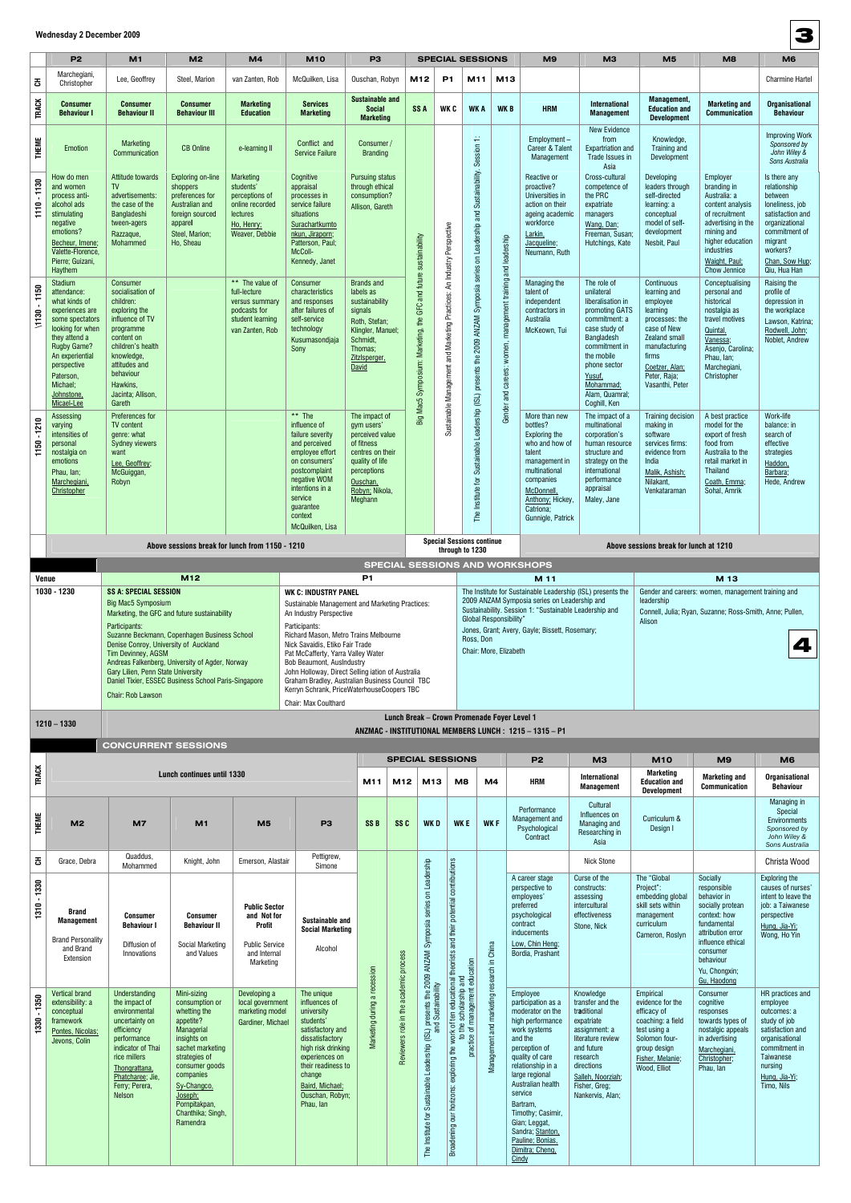**Wednesday 2 December 2009**

| | P2 | M1 | M2 | M4 | M10 | P3 | M12 | P1 | M11 | M13 | M9 | M3 | M5 | M8 | M6 |
|---|---|---|---|---|---|---|---|---|---|---|---|---|---|---|---|
| **CH** | Marchegiani, Christopher | Lee, Geoffrey | Steel, Marion | van Zanten, Rob | McQuilken, Lisa | Ouschan, Robyn | | | | | | | | | Charmine Hartel |
| **TRACK** | **Consumer Behaviour I** | **Consumer Behaviour II** | **Consumer Behaviour III** | **Marketing Education** | **Services Marketing** | **Sustainable and Social Marketing** | **SS A** | **WK C** | **WK A** | **WK B** | **HRM** | **International Management** | **Management, Education and Development** | **Marketing and Communication** | **Organisational Behaviour** |
| **THEME** | Emotion | Marketing Communication | CB Online | e-learning II | Conflict and Service Failure | Consumer / Branding | Big Mac5 Symposium: Marketing, the GFC and future sustainability | Sustainable Management and Marketing Practices: An Industry Perspective | The Institute for Sustainable Leadership (ISL) presents the 2009 ANZAM Symposia series on Leadership and Sustainability. Session 1: | Gender and careers: women, management training and leadership | Employment – Career & Talent Management | New Evidence from Expartriation and Trade Issues in Asia | Knowledge, Training and Development | | Improving Work *Sponsored by John Wiley & Sons Australia* |
| **1110 - 1130** | How do men and women process anti-alcohol ads stimulating negative emotions? Becheur, Imene; Valette-Florence, Pierre; Guizani, Haythem | Attitude towards TV advertisements: the case of the Bangladeshi tween-agers Razzaque, Mohammed | Exploring on-line shoppers preferences for Australian and foreign sourced apparel Steel, Marion; Ho, Sheau | Marketing students' perceptions of online recorded lectures Ho, Henry; Weaver, Debbie | Cognitive appraisal processes in service failure situations Surachartkumtonkun, Jiraporn; Patterson, Paul; McColl-Kennedy, Janet | Pursuing status through ethical consumption? Allison, Gareth | | | | | Reactive or proactive? Universities in action on their ageing academic workforce Larkin, Jacqueline; Neumann, Ruth | Cross-cultural competence of the PRC expatriate managers Wang, Dan; Freeman, Susan; Hutchings, Kate | Developing leaders through self-directed learning: a conceptual model of self-development Nesbit, Paul | Employer branding in Australia: a content analysis of recruitment advertising in the mining and higher education industries Waight, Paul; Chow Jennice | Is there any relationship between loneliness, job satisfaction and organizational commitment of migrant workers? Chan, Sow Hup; Qiu, Hua Han |
| **1130 - 1150** | Stadium attendance: what kinds of experiences are some spectators looking for when they attend a Rugby Game? An experiential perspective Paterson, Michael; Johnstone, Micael-Lee | Consumer socialisation of children: exploring the influence of TV programme content on children's health knowledge, attitudes and behaviour Hawkins, Jacinta; Allison, Gareth | | ** The value of full-lecture versus summary podcasts for student learning van Zanten, Rob | Consumer characteristics and responses after failures of self-service technology Kusumasondjaja Sony | Brands and labels as sustainability signals Roth, Stefan; Klingler, Manuel; Schmidt, Thomas; Zitzlsperger, David | | | | | Managing the talent of independent contractors in Australia McKeown, Tui | The role of unilateral liberalisation in promoting GATS commitment: a case study of Bangladesh commitment in the mobile phone sector Yusuf, Mohammad; Alam, Quamral; Coghill, Ken | Continuous learning and employee learning processes: the case of New Zealand small manufacturing firms Coetzer, Alan; Peter, Raja; Vasanthi, Peter | Conceptualising personal and historical nostalgia as travel motives Quintal, Vanessa; Asenjo, Carolina; Phau, Ian; Marchegiani, Christopher | Raising the profile of depression in the workplace Lawson, Katrina; Rodwell, John; Noblet, Andrew |
| **1150 - 1210** | Assessing varying intensities of personal nostalgia on emotions Phau, Ian; Marchegiani, Christopher | Preferences for TV content genre: what Sydney viewers want Lee, Geoffrey; McGuiggan, Robyn | | | ** The influence of failure severity and perceived employee effort on consumers' postcomplaint negative WOM intentions in a service guarantee context McQuilken, Lisa | The impact of gym users' perceived value of fitness centres on their quality of life perceptions Ouschan, Robyn; Nikola, Meghann | | | | | More than new bottles? Exploring the who and how of talent management in multinational companies McDonnell, Anthony; Hickey, Catriona; Gunnigle, Patrick | The impact of a multinational corporation's human resource structure and strategy on the international performance appraisal Maley, Jane | Training decision making in software services firms: evidence from India Malik, Ashish; Nilakant, Venkataraman | A best practice model for the export of fresh food from Australia to the retail market in Thailand Coath, Emma; Sohal, Amrik | Work-life balance: in search of effective strategies Haddon, Barbara; Hede, Andrew |
| | Above sessions break for lunch from 1150 - 1210 | | | | | | Special Sessions continue through to 1230 | | | | Above sessions break for lunch at 1210 | | | | |

## SPECIAL SESSIONS AND WORKSHOPS

| Venue | M12 | P1 | M 11 | M 13 |
|---|---|---|---|---|
| 1030 - 1230 | **SS A: SPECIAL SESSION** Big Mac5 Symposium Marketing, the GFC and future sustainability Participants: Suzanne Beckmann, Copenhagen Business School; Denise Conroy, University of Auckland; Tim Devinney, AGSM; Andreas Falkenberg, University of Agder, Norway; Gary Lilien, Penn State University; Daniel Tixier, ESSEC Business School Paris-Singapore. Chair: Rob Lawson | **WK C: INDUSTRY PANEL** Sustainable Management and Marketing Practices: An Industry Perspective Participants: Richard Mason, Metro Trains Melbourne; Nick Savaidis, Etiko Fair Trade; Pat McCafferty, Yarra Valley Water; Bob Beaumont, AusIndustry; John Holloway, Direct Selling iation of Australia; Graham Bradley, Australian Business Council TBC; Kerryn Schrank, PriceWaterhouseCoopers TBC. Chair: Max Coulthard | The Institute for Sustainable Leadership (ISL) presents the 2009 ANZAM Symposia series on Leadership and Sustainability. Session 1: "Sustainable Leadership and Global Responsibility" Jones, Grant; Avery, Gayle; Bissett, Rosemary; Ross, Don. Chair: More, Elizabeth | Gender and careers: women, management training and leadership Connell, Julia; Ryan, Suzanne; Ross-Smith, Anne; Pullen, Alison |
| 1210 – 1330 | Lunch Break – Crown Promenade Foyer Level 1. ANZMAC - INSTITUTIONAL MEMBERS LUNCH : 1215 – 1315 – P1 | | | |

## CONCURRENT SESSIONS

| | M2 | M7 | M1 | M5 | P3 | M11 | M12 | M13 | M8 | M4 | P2 | M3 | M10 | M9 | M6 |
|---|---|---|---|---|---|---|---|---|---|---|---|---|---|---|---|
| **TRACK** | Lunch continues until 1330 | | | | | | | | | | **HRM** | **International Management** | **Marketing Education and Development** | **Marketing and Communication** | **Organisational Behaviour** |
| **THEME** | | | | | | SS B | SS C | WK D | WK E | WK F | Performance Management and Psychological Contract | Cultural Influences on Managing and Researching in Asia | Curriculum & Design I | | Managing in Special Environments *Sponsored by John Wiley & Sons Australia* |
| **CH** | Grace, Debra | Quaddus, Mohammed | Knight, John | Emerson, Alastair | Pettigrew, Simone | | | | | | | Nick Stone | | | Christa Wood |
| **1310 - 1330** | **Brand Management** Brand Personality and Brand Extension | **Consumer Behaviour I** Diffusion of Innovations | **Consumer Behaviour II** Social Marketing and Values | **Public Sector and Not for Profit** Public Service and Internal Marketing | **Sustainable and Social Marketing** Alcohol | Marketing during a recession | Reviewers role in the academic process | The Institute for Sustainable Leadership (ISL) presents the 2009 ANZAM Symposia series on Leadership and Sustainability | Broadening our horizons: exploring the work of ten educational theorists and their potential contributions to the scholarship and practice of management education | Management and marketing research in China | A career stage perspective to employees' preferred psychological contract inducements Low, Chin Heng; Bordia, Prashant | Curse of the constructs: assessing intercultural effectiveness Stone, Nick | The "Global Project": embedding global skill sets within management curriculum Cameron, Roslyn | Socially responsible behavior in socially protean context: how fundamental attribution error influence ethical consumer behaviour Yu, Chongxin; Gu, Haodong | Exploring the causes of nurses' intent to leave the job: a Taiwanese perspective Hung, Jia-Yi; Wong, Ho Yin |
| **1330 - 1350** | Vertical brand extensibility: a conceptual framework Pontes, Nicolas; Jevons, Colin | Understanding the impact of environmental uncertainty on efficiency performance indicator of Thai rice millers Thongrattana, Phatcharee; Jie, Ferry; Perera, Nelson | Mini-sizing consumption or whetting the appetite? Managerial insights on sachet marketing strategies of consumer goods companies Sy-Changco, Joseph; Pornpitakpan, Chanthika; Singh, Ramendra | Developing a local government marketing model Gardiner, Michael | The unique influences of university students' satisfactory and dissatisfactory high risk drinking experiences on their readiness to change Baird, Michael; Ouschan, Robyn; Phau, Ian | | | | | | Employee participation as a moderator on the high performance work systems and the perception of quality of care relationship in a large regional Australian health service Bartram, Timothy; Casimir, Gian; Leggat, Sandra; Stanton, Pauline; Bonias, Dimitra; Cheng, Cindy | Knowledge transfer and the traditional expatriate assignment: a literature review and future research directions Salleh, Noorziah; Fisher, Greg; Nankervis, Alan; | Empirical evidence for the efficacy of coaching: a field test using a Solomon four-group design Fisher, Melanie; Wood, Elliot | Consumer cognitive responses towards types of nostalgic appeals in advertising Marchegiani, Christopher; Phau, Ian | HR practices and employee outcomes: a study of job satisfaction and organisational commitment in Taiwanese nursing Hung, Jia-Yi; Timo, Nils |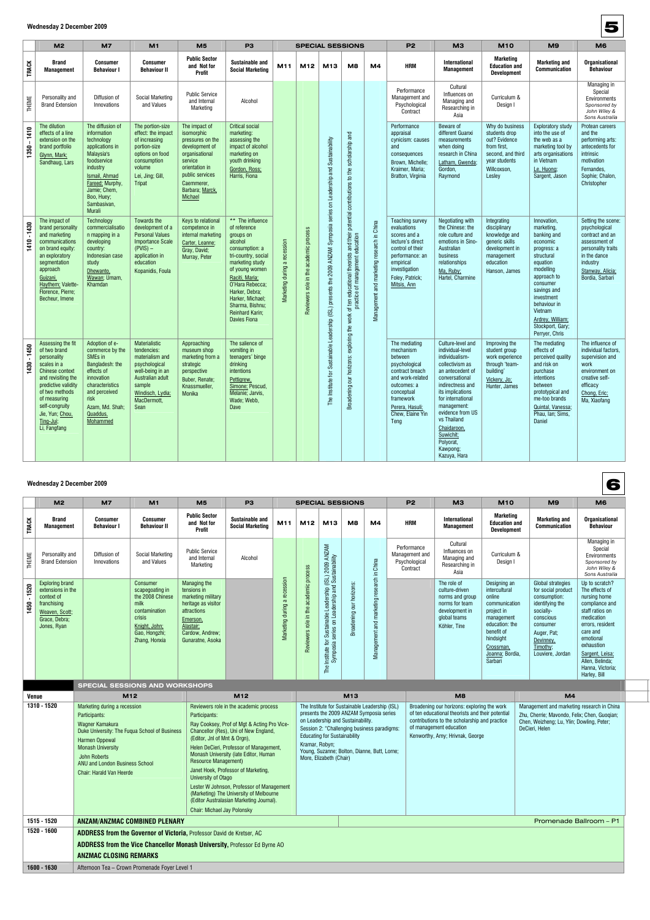## Wednesday 2 December 2009

| | M2 | M7 | M1 | M5 | P3 | M11 | M12 | M13 | M8 | M4 | P2 | M3 | M10 | M9 | M6 |
|---|---|---|---|---|---|---|---|---|---|---|---|---|---|---|---|
| | | | | | | SPECIAL SESSIONS | | | | | | | | | |
| TRACK | Brand Management | Consumer Behaviour I | Consumer Behaviour II | Public Sector and Not for Profit | Sustainable and Social Marketing | M11 | M12 | M13 | M8 | M4 | HRM | International Management | Marketing Education and Development | Marketing and Communication | Organisational Behaviour |
| THEME | Personality and Brand Extension | Diffusion of Innovations | Social Marketing and Values | Public Service and Internal Marketing | Alcohol | | | | | | Performance Management and Psychological Contract | Cultural Influences on Managing and Researching in Asia | Curriculum & Design I | | Managing in Special Environments Sponsored by John Wiley & Sons Australia |
| 1350 – 1410 | The dilution effects of a line extension on the brand portfolio Glynn, Mark; Sandhaug, Lars | The diffusion of information technology applications in Malaysia's foodservice industry Ismail, Ahmad Fareed; Murphy, Jamie; Chern, Boo, Huey; Sambasivan, Murali | The portion-size effect: the impact of increasing portion-size options on food consumption volume Lei, Jing; Gill, Tripat | The impact of isomorphic pressures on the development of organisational service orientation in public services Caemmerer, Barbara; Marck, Michael | Critical social marketing: assessing the impact of alcohol marketing on youth drinking Gordon, Ross; Harris, Fiona | Marketing during a recession | Reviewers role in the academic process | The Institute for Sustainable Leadership (ISL) presents the 2009 ANZAM Symposia series on Leadership and Sustainability | Broadening our horizons: exploring the work of ten educational theorists and their potential contributions to the scholarship and practice of management education | Management and marketing research in China | Performance appraisal cynicism: causes and consequences Brown, Michelle; Kraimer, Maria; Bratton, Virginia | Beware of different Guanxi measurements when doing research in China Latham, Gwenda; Gordon, Raymond | Why do business students drop out? Evidence from first, second, and third year students Willcoxson, Lesley | Exploratory study into the use of the web as a marketing tool by arts organisations in Vietnam Le, Huong; Sargent, Jason | Protean careers and the performing arts: antecedents for intrinsic motivation Fernandes, Sophie; Chalon, Christopher |
| 1410 - 1430 | The impact of brand personality and marketing communications on brand equity: an exploratory segmentation approach Guizani, Haythem; Valette-Florence, Pierre; Becheur, Imene | Technology commercialisation mapping in a developing country: Indonesian case study Dhewanto, Wawan; Umam, Khamdan | Towards the development of a Personal Values Importance Scale (PVIS) – application in education Kopanidis, Foula | Keys to relational competence in internal marketing Carter, Leanne; Gray, David; Murray, Peter | ** The influence of reference groups on alcohol consumption: a tri-country, social marketing study of young women Raciti, Maria; O'Hara Rebecca; Harker, Debra; Harker, Michael; Sharma, Bishnu; Reinhard Karin; Davies Fiona | | | | | | Teaching survey evaluations scores and a lecture's direct control of their performance: an empirical investigation Foley, Patrick; Mitsis, Ann | Negotiating with the Chinese: the role culture and emotions in Sino-Australian business relationships Ma, Ruby; Hartel, Charmine | Integrating disciplinary knowledge and generic skills development in management education Hanson, James | Innovation, marketing, banking and economic progress: a structural equation modelling approach to consumer savings and investment behaviour in Vietnam Ardrey, William; Stockport, Gary; Perryer, Chris | Setting the scene: psychological contract and an assessment of personality traits in the dance industry Stanway, Alicia; Bordia, Sarbari |
| 1430 - 1450 | Assessing the fit of two brand personality scales in a Chinese context and revisiting the predictive validity of two methods of measuring self-congruity Jie, Yun; Chou, Ting-Jui; Li, Fangfang | Adoption of e-commerce by the SMEs in Bangladesh: the effects of innovation characteristics and perceived risk Azam, Md. Shah; Quaddus, Mohammed | Materialistic tendencies: materialism and psychological well-being in an Australian adult sample Windisch, Lydia; MacDermott, Sean | Approaching museum shop marketing from a strategic perspective Buber, Renate; Knassmueller, Monika | The salience of vomiting in teenagers' binge drinking intentions Pettigrew, Simone; Pescud, Melanie; Jarvis, Wade; Webb, Dave | | | | | | The mediating mechanism between psychological contract breach and work-related outcomes: a conceptual framework Perera, Hasuli; Chew, Elaine Yin Teng | Culture-level and individual-level individualism-collectivism as an antecedent of conversational indirectness and its implications for international management: evidence from US vs Thailand Chaidaroon, Suwichit; Polyorat, Kawpong; Kazuya, Hara | Improving the student group work experience through 'team-building' Vickery, Jo; Hunter, James | The mediating effects of perceived quality and risk on purchase intentions between prototypical and me-too brands Quintal, Vanessa; Phau, Ian; Sims, Daniel | The influence of individual factors, supervision and work environment on creative self-efficacy Chong, Eric; Ma, Xiaofang |

## Wednesday 2 December 2009

| | M2 | M7 | M1 | M5 | P3 | M11 | M12 | M13 | M8 | M4 | P2 | M3 | M10 | M9 | M6 |
|---|---|---|---|---|---|---|---|---|---|---|---|---|---|---|---|
| | | | | | | SPECIAL SESSIONS | | | | | | | | | |
| TRACK | Brand Management | Consumer Behaviour I | Consumer Behaviour II | Public Sector and Not for Profit | Sustainable and Social Marketing | M11 | M12 | M13 | M8 | M4 | HRM | International Management | Marketing Education and Development | Marketing and Communication | Organisational Behaviour |
| THEME | Personality and Brand Extension | Diffusion of Innovations | Social Marketing and Values | Public Service and Internal Marketing | Alcohol | | | | | | Performance Management and Psychological Contract | Cultural Influences on Managing and Researching in Asia | Curriculum & Design I | | Managing in Special Environments Sponsored by John Wiley & Sons Australia |
| 1450 - 1520 | Exploring brand extensions in the context of franchising Weaven, Scott; Grace, Debra; Jones, Ryan | | Consumer scapegoating in the 2008 Chinese milk contamination crisis Knight, John; Gao, Hongzhi; Zhang, Honxia | Managing the tensions in marketing military heritage as visitor attractions Emerson, Alastair; Cardow, Andrew; Gunaratne, Asoka | | Marketing during a recession | Reviewers role in the academic process | The Institute for Sustainable Leadership (ISL) 2009 ANZAM Symposia series on Leadership and Sustainability | Broadening our horizons: | Management and marketing research in China | | The role of culture-driven norms and group norms for team development in global teams Köhler, Tine | Designing an intercultural online communication project in management education: the benefit of hindsight Crossman, Joanna; Bordia, Sarbari | Global strategies for social product consumption: identifying the socially-conscious consumer Auger, Pat; Devinney, Timothy; Louviere, Jordan | Up to scratch? The effects of nursing home compliance and staff ratios on medication errors, resident care and emotional exhaustion Sargent, Leisa; Allen, Belinda; Hanna, Victoria; Harley, Bill |

### SPECIAL SESSIONS AND WORKSHOPS

| Venue | M12 | M12 | M13 | M8 | M4 |
|---|---|---|---|---|---|
| 1310 - 1520 | Marketing during a recession<br>Participants:<br>Wagner Kamakura<br>Duke University: The Fuqua School of Business<br>Harmen Oppewal<br>Monash University<br>John Roberts<br>ANU and London Business School<br>Chair: Harald Van Heerde | Reviewers role in the academic process<br>Participants:<br>Ray Cooksey, Prof of Mgt & Acting Pro Vice-Chancellor (Res), Uni of New England, (Editor, Jnl of Mnt & Orgn),<br>Helen DeCieri, Professor of Management, Monash University (iate Editor, Human Resource Management)<br>Janet Hoek, Professor of Marketing, University of Otago<br>Lester W Johnson, Professor of Management (Marketing) The University of Melbourne (Editor Australasian Marketing Journal).<br>Chair: Michael Jay Polonsky | The Institute for Sustainable Leadership (ISL) presents the 2009 ANZAM Symposia series on Leadership and Sustainability.<br>Session 2: "Challenging business paradigms: Educating for Sustainability<br>Kramar, Robyn;<br>Young, Suzanne; Bolton, Dianne, Butt, Lorne; More, Elizabeth (Chair) | Broadening our horizons: exploring the work of ten educational theorists and their potential contributions to the scholarship and practice of management education<br>Kenworthy, Amy; Hrivnak, George | Management and marketing research in China<br>Zhu, Cherrie; Mavondo, Felix; Chen, Guoqian; Chen, Weizheng; Lu, Yiin; Dowling, Peter; DeCieri, Helen |
| 1515 - 1520 | **ANZAM/ANZMAC COMBINED PLENARY** | | | | Promenade Ballroom – P1 |
| 1520 - 1600 | **ADDRESS from the Governor of Victoria,** Professor David de Kretser, AC<br>**ADDRESS from the Vice Chancellor Monash University,** Professor Ed Byrne AO<br>**ANZMAC CLOSING REMARKS** | | | | |
| 1600 - 1630 | Afternoon Tea – Crown Promenade Foyer Level 1 | | | | |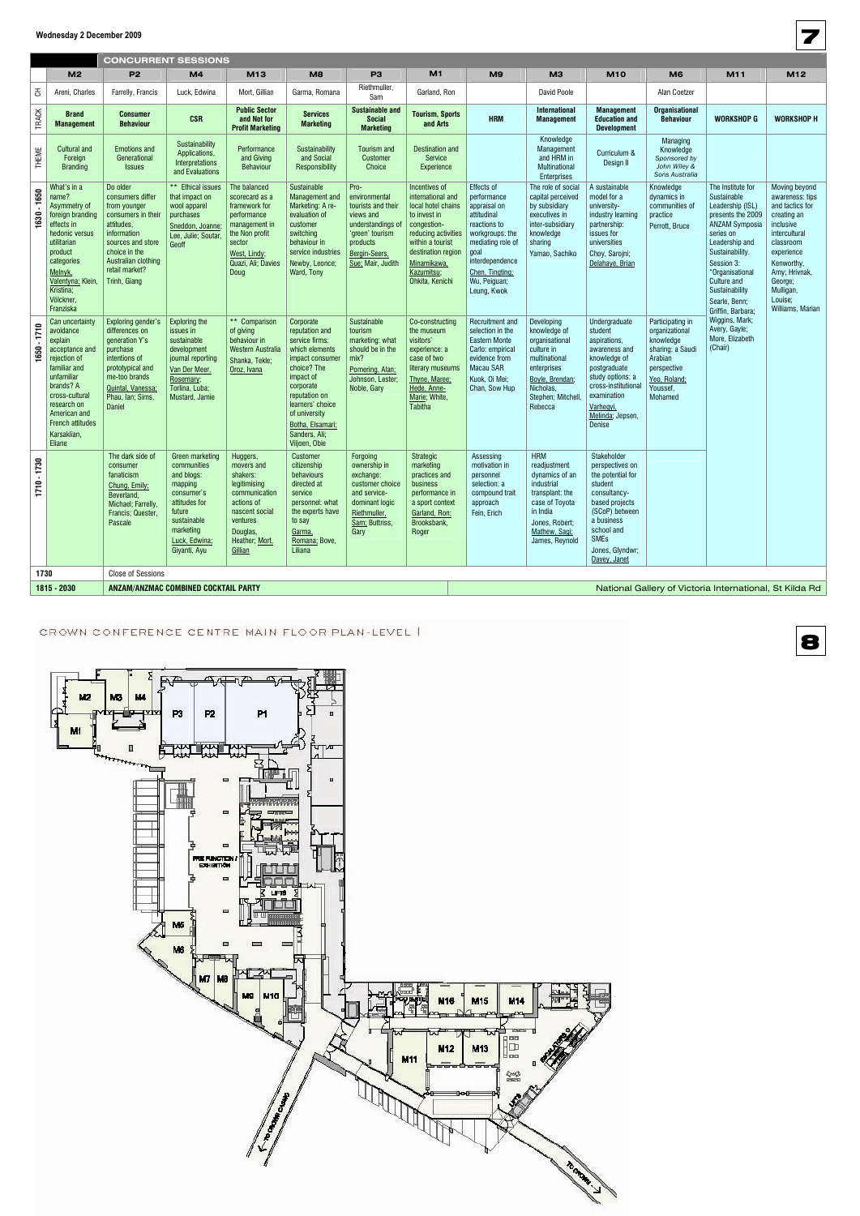**Wednesday 2 December 2009**

| | CONCURRENT SESSIONS | | | | | | | | | | | | |
|---|---|---|---|---|---|---|---|---|---|---|---|---|---|
| | **M2** | **P2** | **M4** | **M13** | **M8** | **P3** | **M1** | **M9** | **M3** | **M10** | **M6** | **M11** | **M12** |
| CH | Areni, Charles | Farrelly, Francis | Luck, Edwina | Mort, Gillian | Garma, Romana | Riethmuller, Sam | Garland, Ron | | David Poole | | Alan Coetzer | | |
| TRACK | **Brand Management** | **Consumer Behaviour** | **CSR** | **Public Sector and Not for Profit Marketing** | **Services Marketing** | **Sustainable and Social Marketing** | **Tourism, Sports and Arts** | **HRM** | **International Management** | **Management Education and Development** | **Organisational Behaviour** | **WORKSHOP G** | **WORKSHOP H** |
| THEME | Cultural and Foreign Branding | Emotions and Generational Issues | Sustainability Applications, Interpretations and Evaluations | Performance and Giving Behaviour | Sustainability and Social Responsibility | Tourism and Customer Choice | Destination and Service Experience | | Knowledge Management and HRM in Multinational Enterprises | Curriculum & Design II | Managing Knowledge *Sponsored by John Wiley & Sons Australia* | | |
| 1630 - 1650 | What's in a name? Asymmetry of foreign branding effects in hedonic versus utilitarian product categories Melnyk, Valentyna; Klein, Kristina; Völckner, Franziska | Do older consumers differ from younger consumers in their attitudes, information sources and store choice in the Australian clothing retail market? Trinh, Giang | ** Ethical issues that impact on wool apparel purchases Sneddon, Joanne; Lee, Julie; Soutar, Geoff | The balanced scorecard as a framework for performance management in the Non profit sector West, Lindy; Quazi, Ali; Davies Doug | Sustainable Management and Marketing: A re-evaluation of customer switching behaviour in service industries Newby, Leonce; Ward, Tony | Pro-environmental tourists and their views and understandings of 'green' tourism products Bergin-Seers, Sue; Mair, Judith | Incentives of international and local hotel chains to invest in congestion-reducing activities within a tourist destination region Minamikawa, Kazumitsu; Ohkita, Kenichi | Effects of performance appraisal on attitudinal reactions to workgroups: the mediating role of goal interdependence Chen, Tingting; Wu, Peiguan; Leung, Kwok | The role of social capital perceived by subsidiary executives in inter-subsidiary knowledge sharing Yamao, Sachiko | A sustainable model for a university-industry learning partnership: issues for universities Choy, Sarojni; Delahaye, Brian | Knowledge dynamics in communities of practice Perrott, Bruce | The Institute for Sustainable Leadership (ISL) presents the 2009 ANZAM Symposia series on Leadership and Sustainability. Session 3: "Organisational Culture and Sustainability Searle, Benn; Griffin, Barbara; Wiggins, Mark; Avery, Gayle; More, Elizabeth (Chair) | Moving beyond awareness: tips and tactics for creating an inclusive intercultural classroom experience Kenworthy, Amy; Hrivnak, George; Mulligan, Louise; Williams, Marian |
| 1650 - 1710 | Can uncertainty avoidance explain acceptance and rejection of familiar and unfamiliar brands? A cross-cultural research on American and French attitudes Karsaklian, Eliane | Exploring gender's differences on generation Y's purchase intentions of prototypical and me-too brands Quintal, Vanessa; Phau, Ian; Sims, Daniel | Exploring the issues in sustainable development journal reporting Van Der Meer, Rosemary; Torlina, Luba; Mustard, Jamie | ** Comparison of giving behaviour in Western Australia Shanka, Tekle; Oroz, Ivana | Corporate reputation and service firms: which elements impact consumer choice? The impact of corporate reputation on learners' choice of university Botha, Elsamari; Sanders, Ali; Viljoen, Obie | Sustainable tourism marketing: what should be in the mix? Pomering, Alan; Johnson, Lester; Noble, Gary | Co-constructing the museum visitors' experience: a case of two literary museums Thyne, Maree; Hede, Anne-Marie; White, Tabitha | Recruitment and selection in the Eastern Monte Carlo: empirical evidence from Macau SAR Kuok, Oi Mei; Chan, Sow Hup | Developing knowledge of organisational culture in multinational enterprises Boyle, Brendan; Nicholas, Stephen; Mitchell, Rebecca | Undergraduate student aspirations, awareness and knowledge of postgraduate study options: a cross-institutional examination Varhegyi, Melinda; Jepsen, Denise | Participating in organizational knowledge sharing: a Saudi Arabian perspective Yeo, Roland; Youssef, Mohamed | | |
| 1710 - 1730 | | The dark side of consumer fanaticism Chung, Emily; Beverland, Michael; Farrelly, Francis; Quester, Pascale | Green marketing communities and blogs: mapping consumer's attitudes for future sustainable marketing Luck, Edwina; Giyanti, Ayu | Huggers, movers and shakers: legitimising communication actions of nascent social ventures Douglas, Heather; Mort, Gillian | Customer citizenship behaviours directed at service personnel: what the experts have to say Garma, Romana; Bove, Liliana | Forgoing ownership in exchange: customer choice and service-dominant logic Riethmuller, Sam; Buttriss, Gary | Strategic marketing practices and business performance in a sport context Garland, Ron; Brooksbank, Roger | Assessing motivation in personnel selection: a compound trait approach Fein, Erich | HRM readjustment dynamics of an industrial transplant: the case of Toyota in India Jones, Robert; Mathew, Sagi; James, Reynold | Stakeholder perspectives on the potential for student consultancy-based projects (SCoP) between a business school and SMEs Jones, Glyndwr; Davey, Janet | | | |
| **1730** | Close of Sessions | | | | | | | | | | | | |
| **1815 - 2030** | **ANZAM/ANZMAC COMBINED COCKTAIL PARTY** | | | | | | | National Gallery of Victoria International, St Kilda Rd | | | | | |

CROWN CONFERENCE CENTRE MAIN FLOOR PLAN - LEVEL 1

M2
M3
M4
M1
P3
P2
P1
PRE FUNCTION / EXHIBITION
LIFTS
M5
M6
M7
M8
M9
M10
M16
M15
M14
M11
M12
M13
ESCALATORS
LIFTS
TO CROWN CASINO
TO CROWN